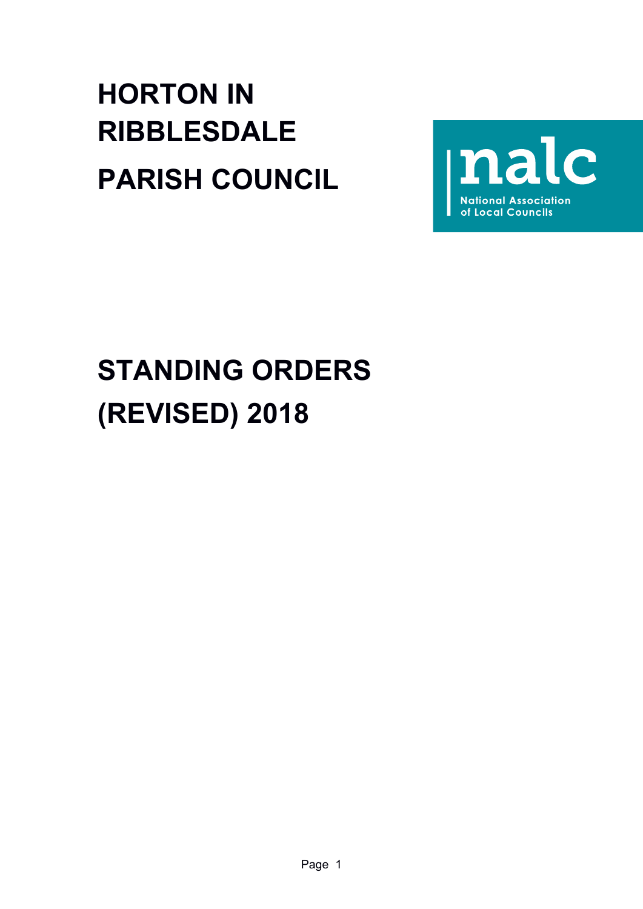# HORTON IN RIBBLESDALE PARISH COUNCIL

nalc
National Association of Local Councils

# STANDING ORDERS (REVISED) 2018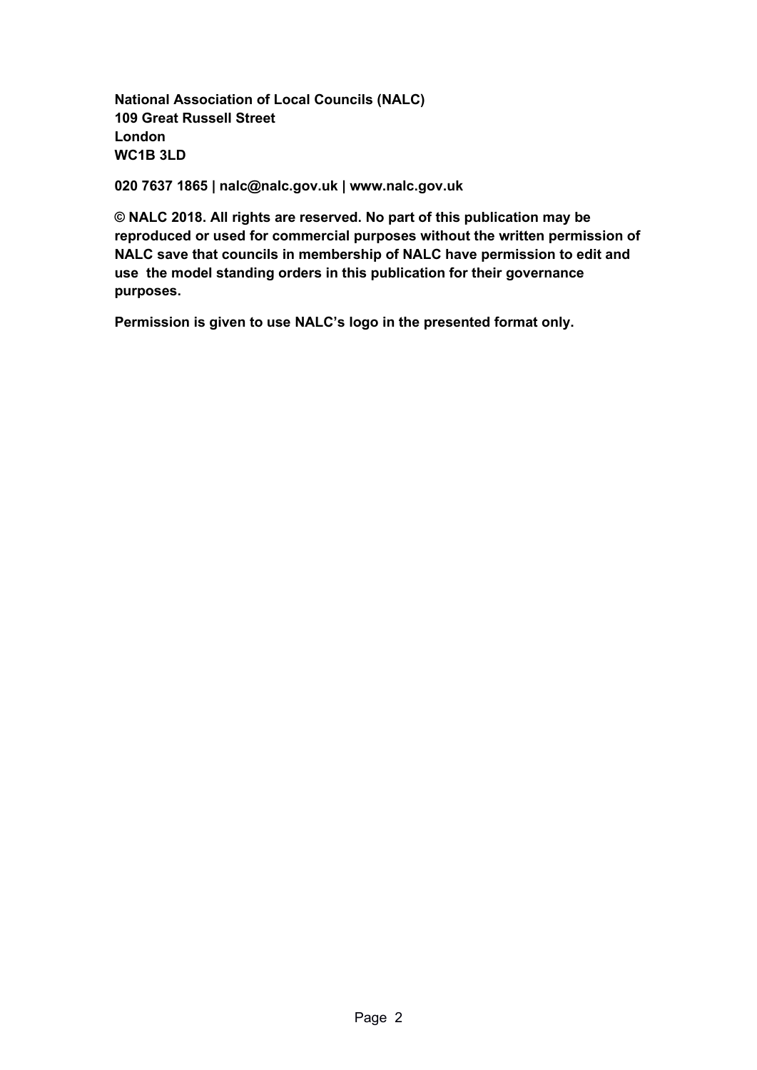**National Association of Local Councils (NALC)**
**109 Great Russell Street**
**London**
**WC1B 3LD**

**020 7637 1865 | nalc@nalc.gov.uk | www.nalc.gov.uk**

**© NALC 2018. All rights are reserved. No part of this publication may be reproduced or used for commercial purposes without the written permission of NALC save that councils in membership of NALC have permission to edit and use the model standing orders in this publication for their governance purposes.**

**Permission is given to use NALC's logo in the presented format only.**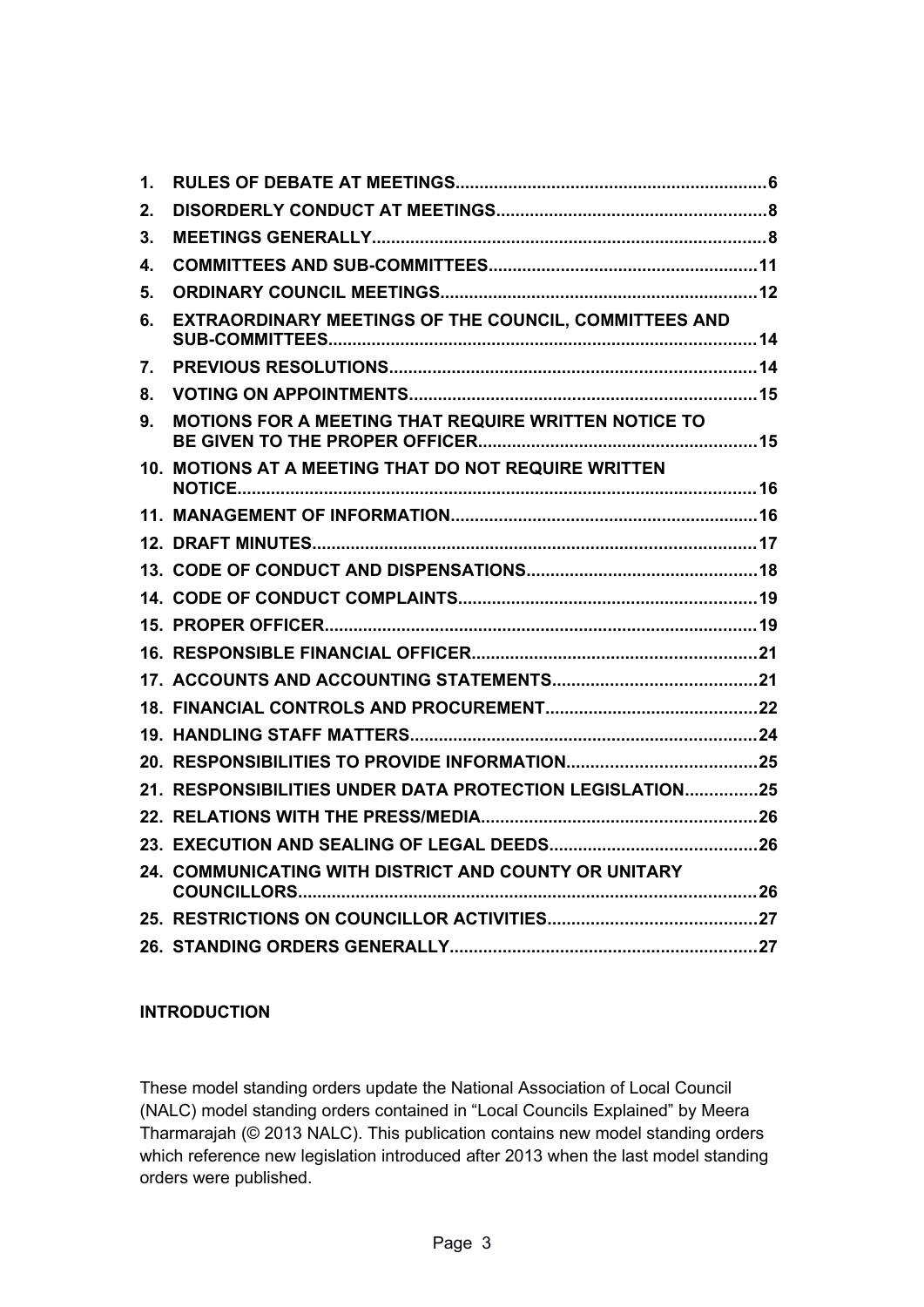1. **RULES OF DEBATE AT MEETINGS** ... 6
2. **DISORDERLY CONDUCT AT MEETINGS** ... 8
3. **MEETINGS GENERALLY** ... 8
4. **COMMITTEES AND SUB-COMMITTEES** ... 11
5. **ORDINARY COUNCIL MEETINGS** ... 12
6. **EXTRAORDINARY MEETINGS OF THE COUNCIL, COMMITTEES AND SUB-COMMITTEES** ... 14
7. **PREVIOUS RESOLUTIONS** ... 14
8. **VOTING ON APPOINTMENTS** ... 15
9. **MOTIONS FOR A MEETING THAT REQUIRE WRITTEN NOTICE TO BE GIVEN TO THE PROPER OFFICER** ... 15
10. **MOTIONS AT A MEETING THAT DO NOT REQUIRE WRITTEN NOTICE** ... 16
11. **MANAGEMENT OF INFORMATION** ... 16
12. **DRAFT MINUTES** ... 17
13. **CODE OF CONDUCT AND DISPENSATIONS** ... 18
14. **CODE OF CONDUCT COMPLAINTS** ... 19
15. **PROPER OFFICER** ... 19
16. **RESPONSIBLE FINANCIAL OFFICER** ... 21
17. **ACCOUNTS AND ACCOUNTING STATEMENTS** ... 21
18. **FINANCIAL CONTROLS AND PROCUREMENT** ... 22
19. **HANDLING STAFF MATTERS** ... 24
20. **RESPONSIBILITIES TO PROVIDE INFORMATION** ... 25
21. **RESPONSIBILITIES UNDER DATA PROTECTION LEGISLATION** ... 25
22. **RELATIONS WITH THE PRESS/MEDIA** ... 26
23. **EXECUTION AND SEALING OF LEGAL DEEDS** ... 26
24. **COMMUNICATING WITH DISTRICT AND COUNTY OR UNITARY COUNCILLORS** ... 26
25. **RESTRICTIONS ON COUNCILLOR ACTIVITIES** ... 27
26. **STANDING ORDERS GENERALLY** ... 27

## INTRODUCTION

These model standing orders update the National Association of Local Council (NALC) model standing orders contained in "Local Councils Explained" by Meera Tharmarajah (© 2013 NALC). This publication contains new model standing orders which reference new legislation introduced after 2013 when the last model standing orders were published.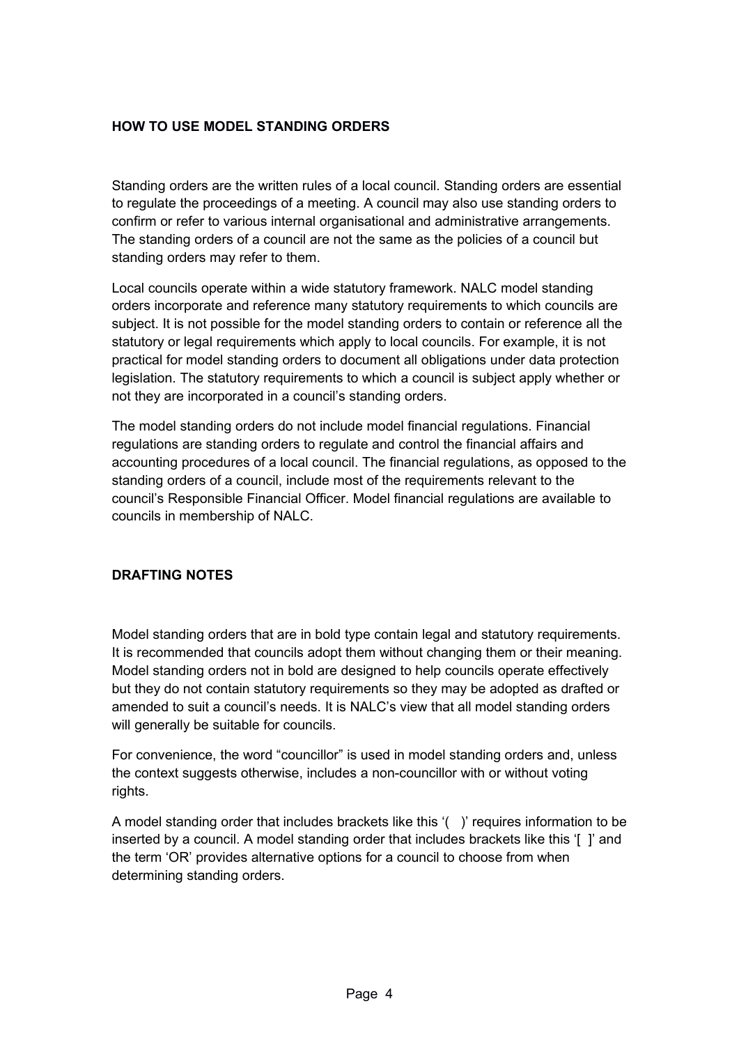## HOW TO USE MODEL STANDING ORDERS

Standing orders are the written rules of a local council. Standing orders are essential to regulate the proceedings of a meeting. A council may also use standing orders to confirm or refer to various internal organisational and administrative arrangements. The standing orders of a council are not the same as the policies of a council but standing orders may refer to them.

Local councils operate within a wide statutory framework. NALC model standing orders incorporate and reference many statutory requirements to which councils are subject. It is not possible for the model standing orders to contain or reference all the statutory or legal requirements which apply to local councils. For example, it is not practical for model standing orders to document all obligations under data protection legislation. The statutory requirements to which a council is subject apply whether or not they are incorporated in a council's standing orders.

The model standing orders do not include model financial regulations. Financial regulations are standing orders to regulate and control the financial affairs and accounting procedures of a local council. The financial regulations, as opposed to the standing orders of a council, include most of the requirements relevant to the council's Responsible Financial Officer. Model financial regulations are available to councils in membership of NALC.

## DRAFTING NOTES

Model standing orders that are in bold type contain legal and statutory requirements. It is recommended that councils adopt them without changing them or their meaning. Model standing orders not in bold are designed to help councils operate effectively but they do not contain statutory requirements so they may be adopted as drafted or amended to suit a council's needs. It is NALC's view that all model standing orders will generally be suitable for councils.

For convenience, the word "councillor" is used in model standing orders and, unless the context suggests otherwise, includes a non-councillor with or without voting rights.

A model standing order that includes brackets like this '( )' requires information to be inserted by a council. A model standing order that includes brackets like this '[ ]' and the term 'OR' provides alternative options for a council to choose from when determining standing orders.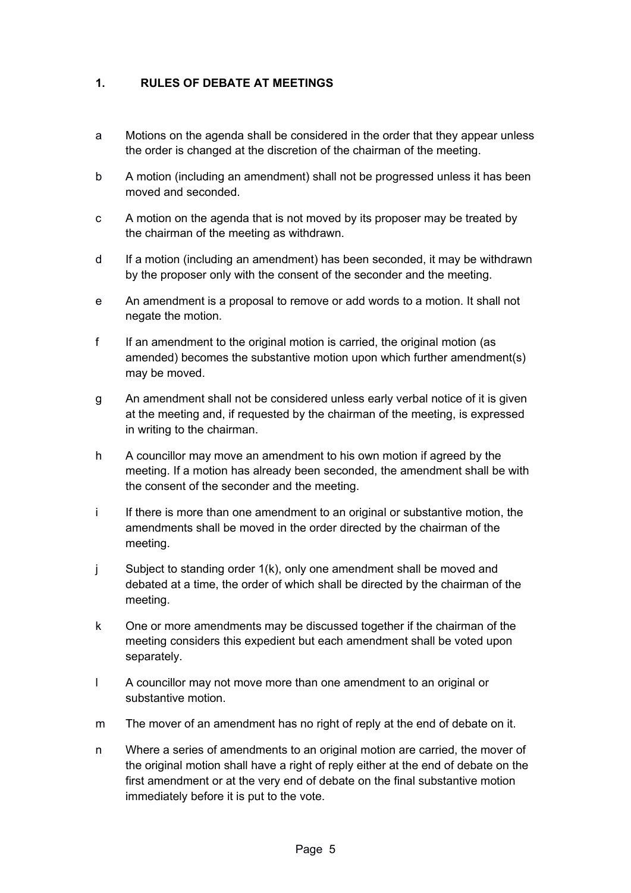## 1. RULES OF DEBATE AT MEETINGS

a. Motions on the agenda shall be considered in the order that they appear unless the order is changed at the discretion of the chairman of the meeting.

b. A motion (including an amendment) shall not be progressed unless it has been moved and seconded.

c. A motion on the agenda that is not moved by its proposer may be treated by the chairman of the meeting as withdrawn.

d. If a motion (including an amendment) has been seconded, it may be withdrawn by the proposer only with the consent of the seconder and the meeting.

e. An amendment is a proposal to remove or add words to a motion. It shall not negate the motion.

f. If an amendment to the original motion is carried, the original motion (as amended) becomes the substantive motion upon which further amendment(s) may be moved.

g. An amendment shall not be considered unless early verbal notice of it is given at the meeting and, if requested by the chairman of the meeting, is expressed in writing to the chairman.

h. A councillor may move an amendment to his own motion if agreed by the meeting. If a motion has already been seconded, the amendment shall be with the consent of the seconder and the meeting.

i. If there is more than one amendment to an original or substantive motion, the amendments shall be moved in the order directed by the chairman of the meeting.

j. Subject to standing order 1(k), only one amendment shall be moved and debated at a time, the order of which shall be directed by the chairman of the meeting.

k. One or more amendments may be discussed together if the chairman of the meeting considers this expedient but each amendment shall be voted upon separately.

l. A councillor may not move more than one amendment to an original or substantive motion.

m. The mover of an amendment has no right of reply at the end of debate on it.

n. Where a series of amendments to an original motion are carried, the mover of the original motion shall have a right of reply either at the end of debate on the first amendment or at the very end of debate on the final substantive motion immediately before it is put to the vote.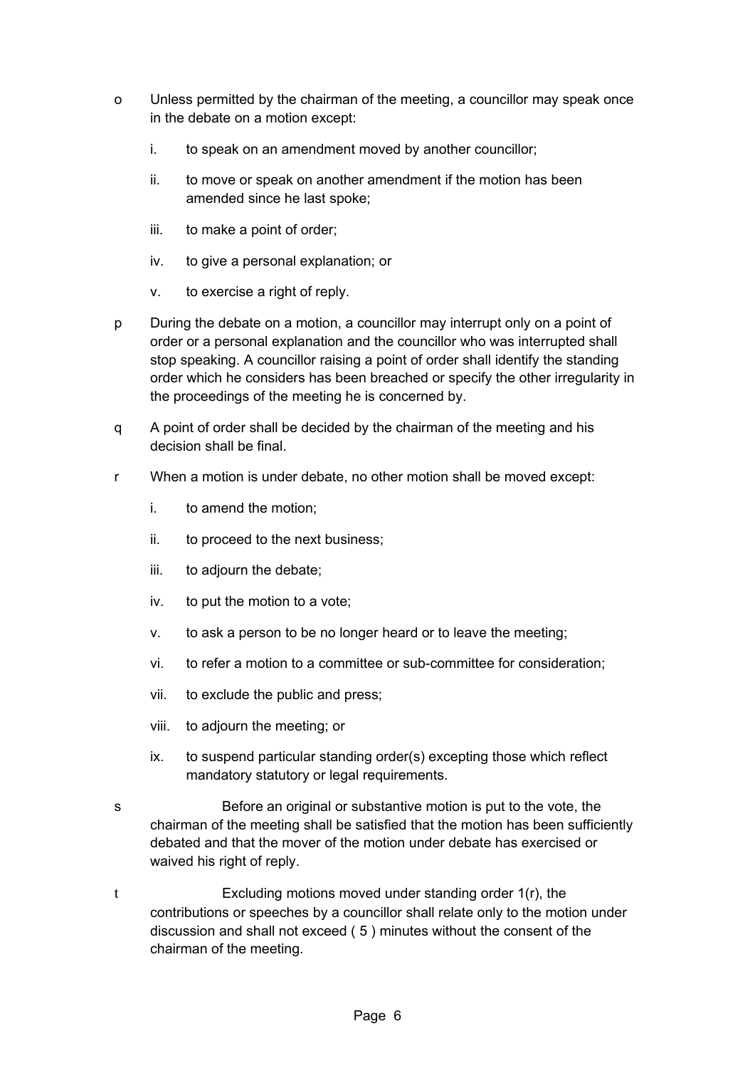o Unless permitted by the chairman of the meeting, a councillor may speak once in the debate on a motion except:

   i. to speak on an amendment moved by another councillor;

   ii. to move or speak on another amendment if the motion has been amended since he last spoke;

   iii. to make a point of order;

   iv. to give a personal explanation; or

   v. to exercise a right of reply.

p During the debate on a motion, a councillor may interrupt only on a point of order or a personal explanation and the councillor who was interrupted shall stop speaking. A councillor raising a point of order shall identify the standing order which he considers has been breached or specify the other irregularity in the proceedings of the meeting he is concerned by.

q A point of order shall be decided by the chairman of the meeting and his decision shall be final.

r When a motion is under debate, no other motion shall be moved except:

   i. to amend the motion;

   ii. to proceed to the next business;

   iii. to adjourn the debate;

   iv. to put the motion to a vote;

   v. to ask a person to be no longer heard or to leave the meeting;

   vi. to refer a motion to a committee or sub-committee for consideration;

   vii. to exclude the public and press;

   viii. to adjourn the meeting; or

   ix. to suspend particular standing order(s) excepting those which reflect mandatory statutory or legal requirements.

s Before an original or substantive motion is put to the vote, the chairman of the meeting shall be satisfied that the motion has been sufficiently debated and that the mover of the motion under debate has exercised or waived his right of reply.

t Excluding motions moved under standing order 1(r), the contributions or speeches by a councillor shall relate only to the motion under discussion and shall not exceed ( 5 ) minutes without the consent of the chairman of the meeting.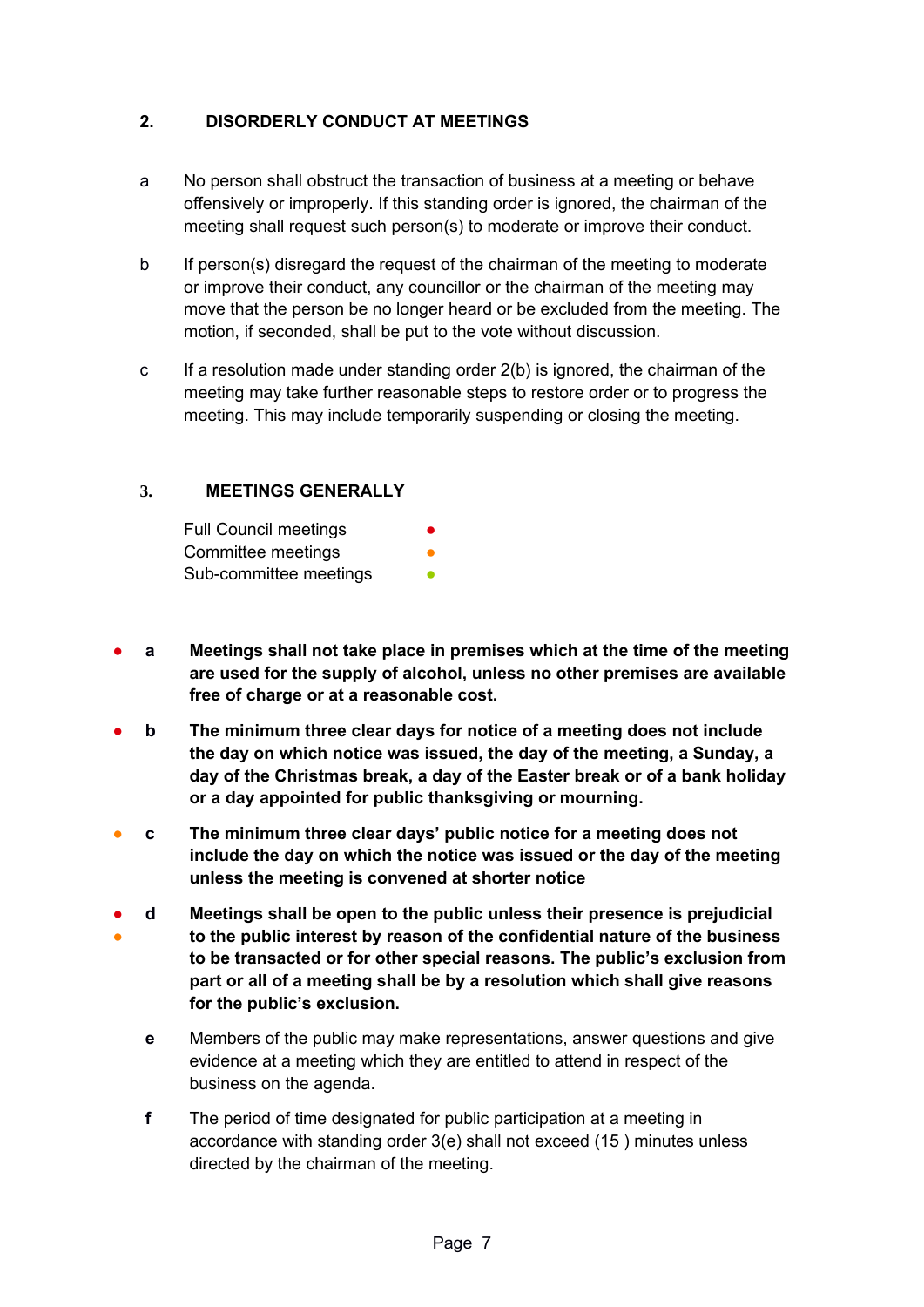## 2. DISORDERLY CONDUCT AT MEETINGS

a No person shall obstruct the transaction of business at a meeting or behave offensively or improperly. If this standing order is ignored, the chairman of the meeting shall request such person(s) to moderate or improve their conduct.

b If person(s) disregard the request of the chairman of the meeting to moderate or improve their conduct, any councillor or the chairman of the meeting may move that the person be no longer heard or be excluded from the meeting. The motion, if seconded, shall be put to the vote without discussion.

c If a resolution made under standing order 2(b) is ignored, the chairman of the meeting may take further reasonable steps to restore order or to progress the meeting. This may include temporarily suspending or closing the meeting.

## 3. MEETINGS GENERALLY

Full Council meetings ●
Committee meetings ●
Sub-committee meetings ●

● **a Meetings shall not take place in premises which at the time of the meeting are used for the supply of alcohol, unless no other premises are available free of charge or at a reasonable cost.**

● **b The minimum three clear days for notice of a meeting does not include the day on which notice was issued, the day of the meeting, a Sunday, a day of the Christmas break, a day of the Easter break or of a bank holiday or a day appointed for public thanksgiving or mourning.**

● **c The minimum three clear days' public notice for a meeting does not include the day on which the notice was issued or the day of the meeting unless the meeting is convened at shorter notice**

● ● **d Meetings shall be open to the public unless their presence is prejudicial to the public interest by reason of the confidential nature of the business to be transacted or for other special reasons. The public's exclusion from part or all of a meeting shall be by a resolution which shall give reasons for the public's exclusion.**

**e** Members of the public may make representations, answer questions and give evidence at a meeting which they are entitled to attend in respect of the business on the agenda.

**f** The period of time designated for public participation at a meeting in accordance with standing order 3(e) shall not exceed (15 ) minutes unless directed by the chairman of the meeting.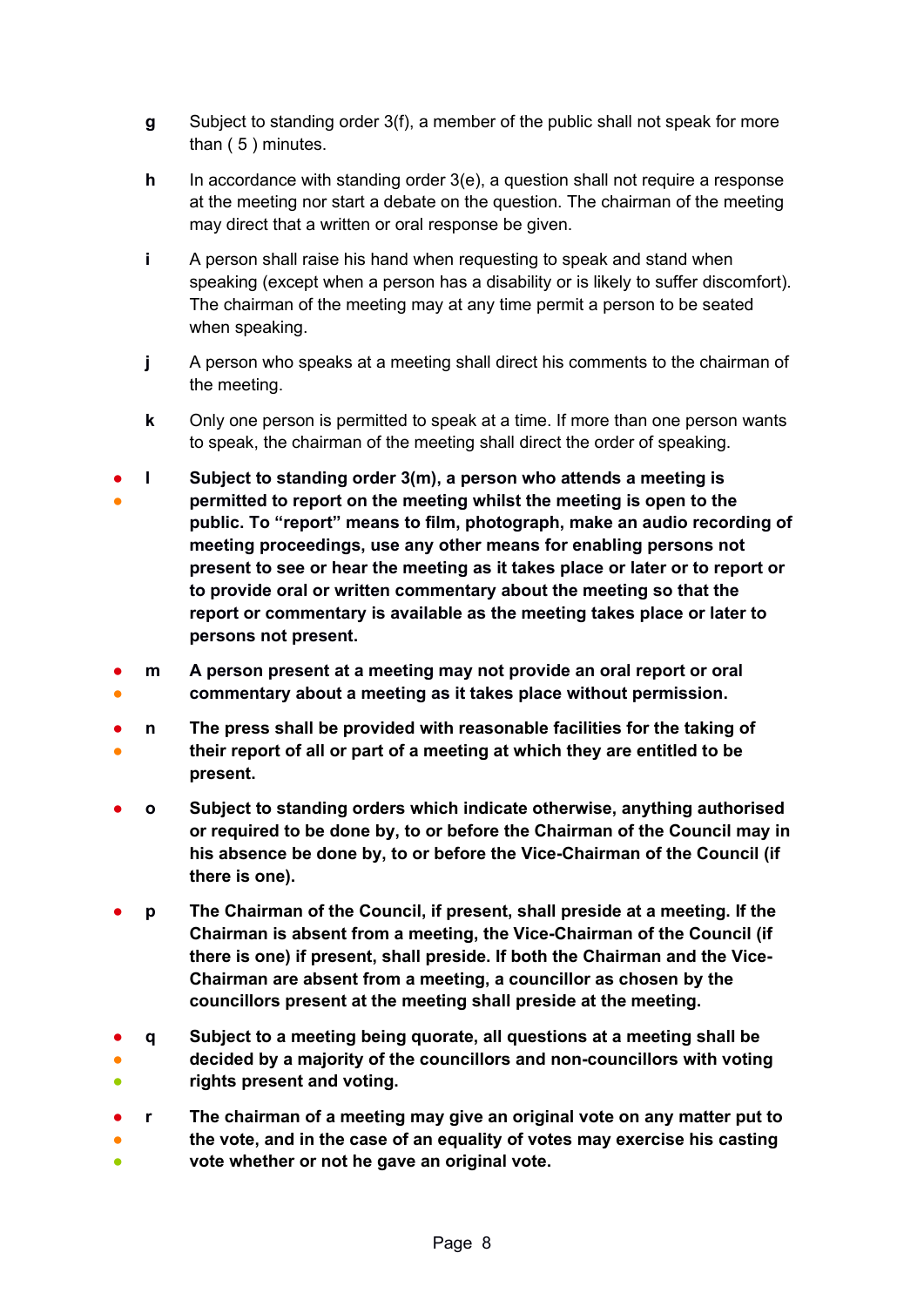- **g** Subject to standing order 3(f), a member of the public shall not speak for more than ( 5 ) minutes.

- **h** In accordance with standing order 3(e), a question shall not require a response at the meeting nor start a debate on the question. The chairman of the meeting may direct that a written or oral response be given.

- **i** A person shall raise his hand when requesting to speak and stand when speaking (except when a person has a disability or is likely to suffer discomfort). The chairman of the meeting may at any time permit a person to be seated when speaking.

- **j** A person who speaks at a meeting shall direct his comments to the chairman of the meeting.

- **k** Only one person is permitted to speak at a time. If more than one person wants to speak, the chairman of the meeting shall direct the order of speaking.

- **l** **Subject to standing order 3(m), a person who attends a meeting is permitted to report on the meeting whilst the meeting is open to the public. To "report" means to film, photograph, make an audio recording of meeting proceedings, use any other means for enabling persons not present to see or hear the meeting as it takes place or later or to report or to provide oral or written commentary about the meeting so that the report or commentary is available as the meeting takes place or later to persons not present.**

- **m** **A person present at a meeting may not provide an oral report or oral commentary about a meeting as it takes place without permission.**

- **n** **The press shall be provided with reasonable facilities for the taking of their report of all or part of a meeting at which they are entitled to be present.**

- **o** **Subject to standing orders which indicate otherwise, anything authorised or required to be done by, to or before the Chairman of the Council may in his absence be done by, to or before the Vice-Chairman of the Council (if there is one).**

- **p** **The Chairman of the Council, if present, shall preside at a meeting. If the Chairman is absent from a meeting, the Vice-Chairman of the Council (if there is one) if present, shall preside. If both the Chairman and the Vice-Chairman are absent from a meeting, a councillor as chosen by the councillors present at the meeting shall preside at the meeting.**

- **q** **Subject to a meeting being quorate, all questions at a meeting shall be decided by a majority of the councillors and non-councillors with voting rights present and voting.**

- **r** **The chairman of a meeting may give an original vote on any matter put to the vote, and in the case of an equality of votes may exercise his casting vote whether or not he gave an original vote.**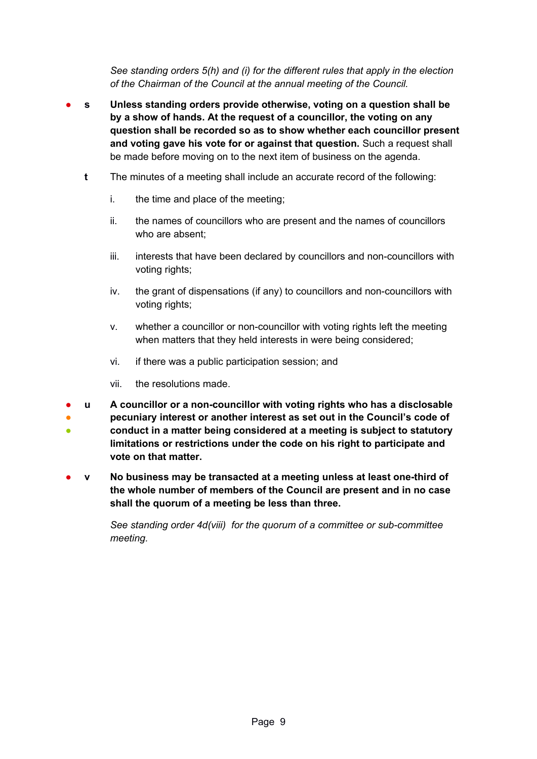*See standing orders 5(h) and (i) for the different rules that apply in the election of the Chairman of the Council at the annual meeting of the Council.*

● **s** **Unless standing orders provide otherwise, voting on a question shall be by a show of hands. At the request of a councillor, the voting on any question shall be recorded so as to show whether each councillor present and voting gave his vote for or against that question.** Such a request shall be made before moving on to the next item of business on the agenda.

**t** The minutes of a meeting shall include an accurate record of the following:

i. the time and place of the meeting;

ii. the names of councillors who are present and the names of councillors who are absent;

iii. interests that have been declared by councillors and non-councillors with voting rights;

iv. the grant of dispensations (if any) to councillors and non-councillors with voting rights;

v. whether a councillor or non-councillor with voting rights left the meeting when matters that they held interests in were being considered;

vi. if there was a public participation session; and

vii. the resolutions made.

● ● ● **u** **A councillor or a non-councillor with voting rights who has a disclosable pecuniary interest or another interest as set out in the Council's code of conduct in a matter being considered at a meeting is subject to statutory limitations or restrictions under the code on his right to participate and vote on that matter.**

● **v** **No business may be transacted at a meeting unless at least one-third of the whole number of members of the Council are present and in no case shall the quorum of a meeting be less than three.**

*See standing order 4d(viii) for the quorum of a committee or sub-committee meeting.*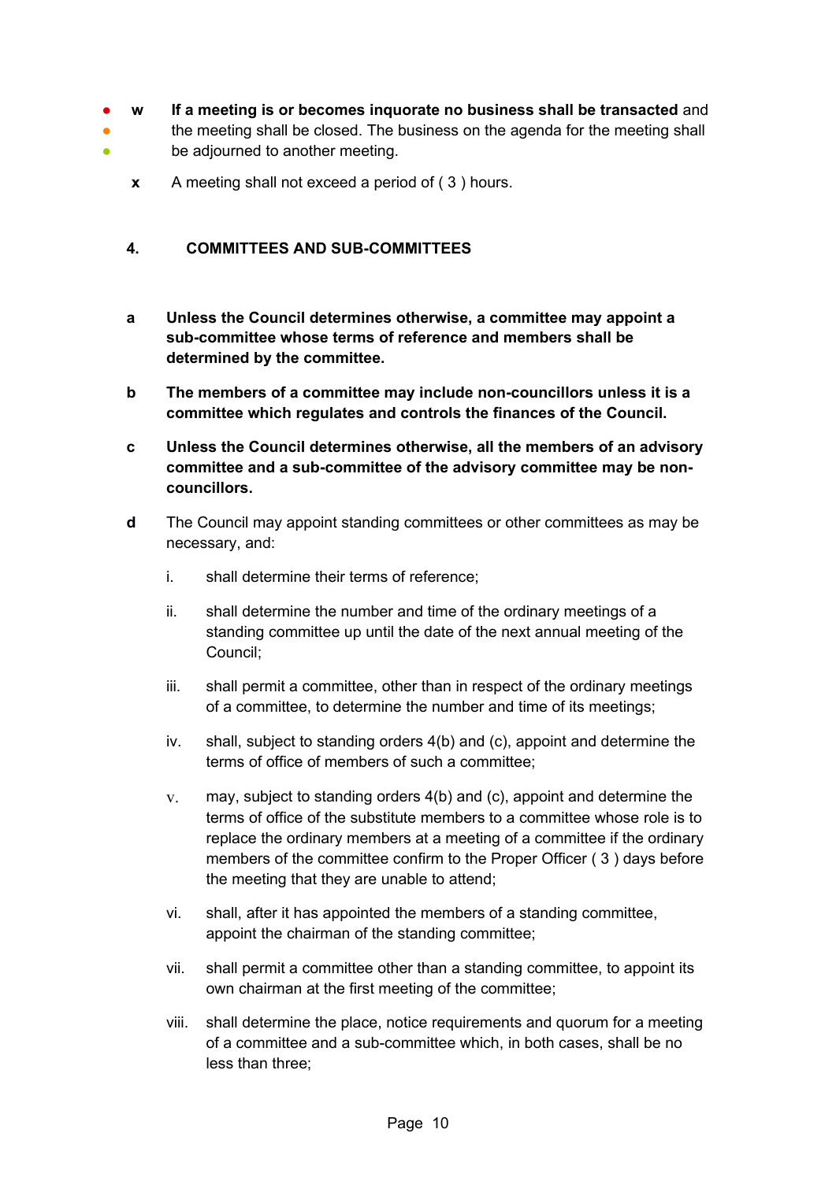**w** **If a meeting is or becomes inquorate no business shall be transacted** and the meeting shall be closed. The business on the agenda for the meeting shall be adjourned to another meeting.

**x** A meeting shall not exceed a period of ( 3 ) hours.

## 4. COMMITTEES AND SUB-COMMITTEES

**a** **Unless the Council determines otherwise, a committee may appoint a sub-committee whose terms of reference and members shall be determined by the committee.**

**b** **The members of a committee may include non-councillors unless it is a committee which regulates and controls the finances of the Council.**

**c** **Unless the Council determines otherwise, all the members of an advisory committee and a sub-committee of the advisory committee may be non-councillors.**

**d** The Council may appoint standing committees or other committees as may be necessary, and:

i. shall determine their terms of reference;

ii. shall determine the number and time of the ordinary meetings of a standing committee up until the date of the next annual meeting of the Council;

iii. shall permit a committee, other than in respect of the ordinary meetings of a committee, to determine the number and time of its meetings;

iv. shall, subject to standing orders 4(b) and (c), appoint and determine the terms of office of members of such a committee;

v. may, subject to standing orders 4(b) and (c), appoint and determine the terms of office of the substitute members to a committee whose role is to replace the ordinary members at a meeting of a committee if the ordinary members of the committee confirm to the Proper Officer ( 3 ) days before the meeting that they are unable to attend;

vi. shall, after it has appointed the members of a standing committee, appoint the chairman of the standing committee;

vii. shall permit a committee other than a standing committee, to appoint its own chairman at the first meeting of the committee;

viii. shall determine the place, notice requirements and quorum for a meeting of a committee and a sub-committee which, in both cases, shall be no less than three;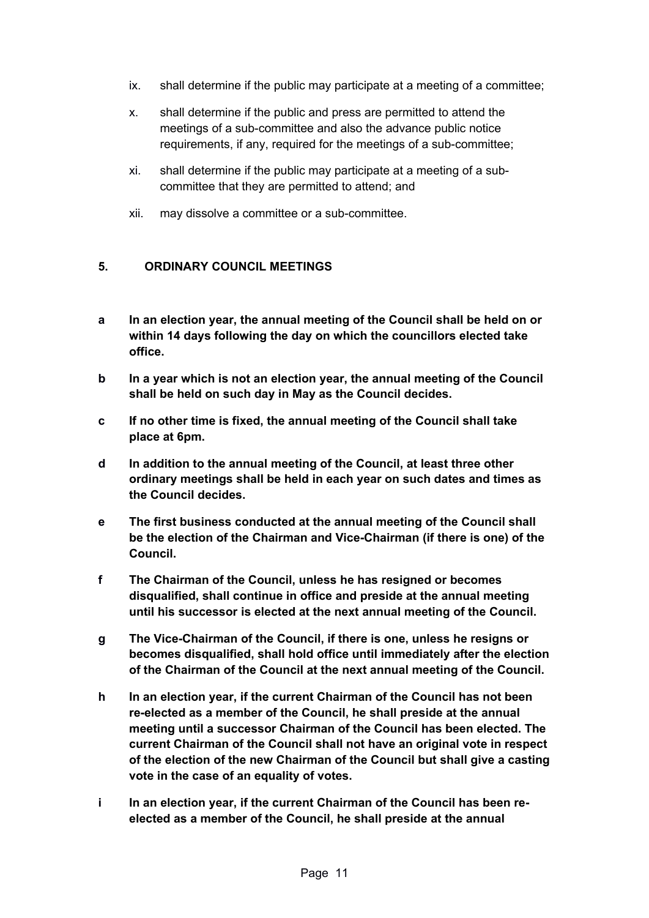ix. shall determine if the public may participate at a meeting of a committee;

x. shall determine if the public and press are permitted to attend the meetings of a sub-committee and also the advance public notice requirements, if any, required for the meetings of a sub-committee;

xi. shall determine if the public may participate at a meeting of a sub-committee that they are permitted to attend; and

xii. may dissolve a committee or a sub-committee.

## 5. ORDINARY COUNCIL MEETINGS

**a In an election year, the annual meeting of the Council shall be held on or within 14 days following the day on which the councillors elected take office.**

**b In a year which is not an election year, the annual meeting of the Council shall be held on such day in May as the Council decides.**

**c If no other time is fixed, the annual meeting of the Council shall take place at 6pm.**

**d In addition to the annual meeting of the Council, at least three other ordinary meetings shall be held in each year on such dates and times as the Council decides.**

**e The first business conducted at the annual meeting of the Council shall be the election of the Chairman and Vice-Chairman (if there is one) of the Council.**

**f The Chairman of the Council, unless he has resigned or becomes disqualified, shall continue in office and preside at the annual meeting until his successor is elected at the next annual meeting of the Council.**

**g The Vice-Chairman of the Council, if there is one, unless he resigns or becomes disqualified, shall hold office until immediately after the election of the Chairman of the Council at the next annual meeting of the Council.**

**h In an election year, if the current Chairman of the Council has not been re-elected as a member of the Council, he shall preside at the annual meeting until a successor Chairman of the Council has been elected. The current Chairman of the Council shall not have an original vote in respect of the election of the new Chairman of the Council but shall give a casting vote in the case of an equality of votes.**

**i In an election year, if the current Chairman of the Council has been re-elected as a member of the Council, he shall preside at the annual**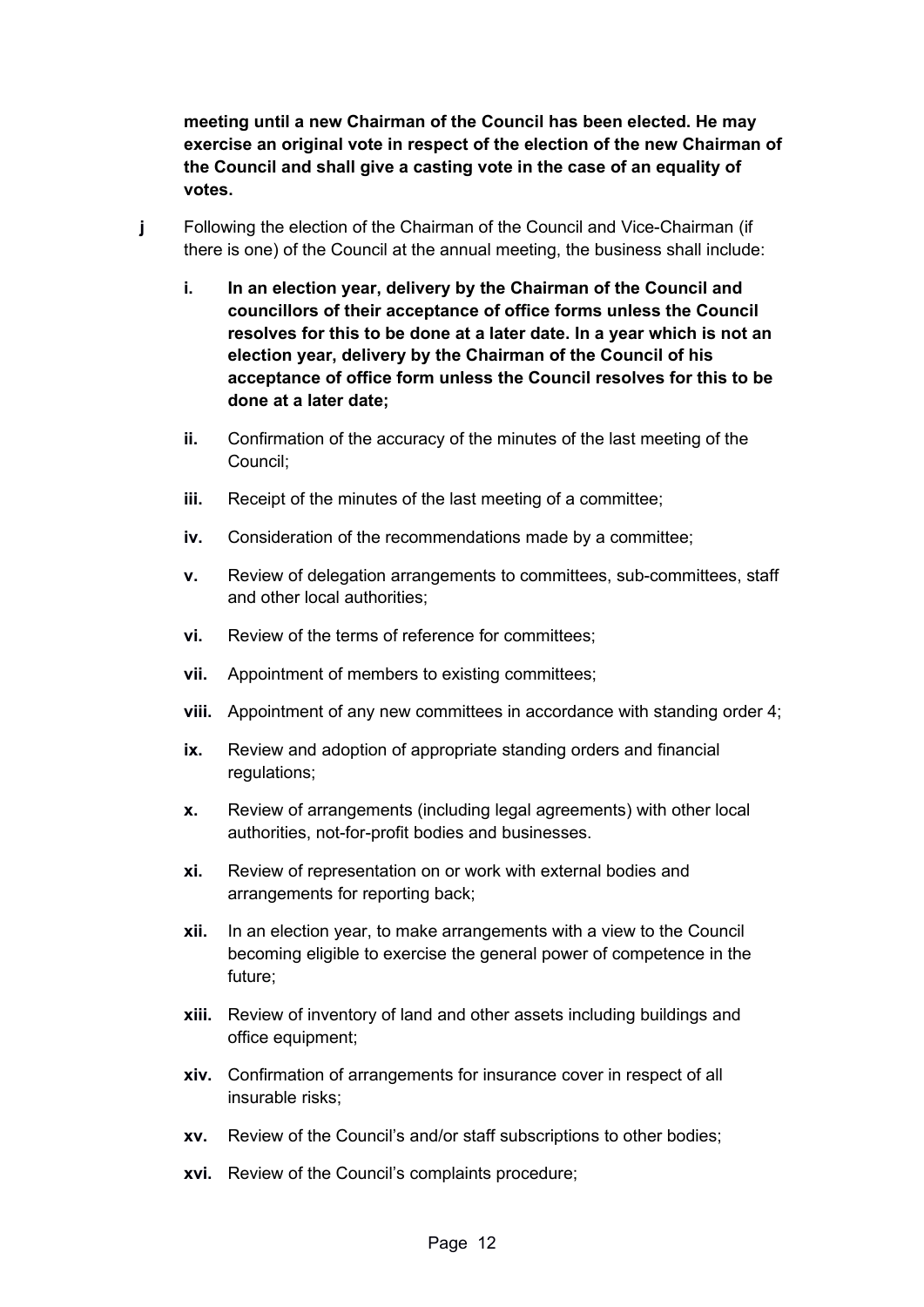**meeting until a new Chairman of the Council has been elected. He may exercise an original vote in respect of the election of the new Chairman of the Council and shall give a casting vote in the case of an equality of votes.**

**j** Following the election of the Chairman of the Council and Vice-Chairman (if there is one) of the Council at the annual meeting, the business shall include:

- **i.** **In an election year, delivery by the Chairman of the Council and councillors of their acceptance of office forms unless the Council resolves for this to be done at a later date. In a year which is not an election year, delivery by the Chairman of the Council of his acceptance of office form unless the Council resolves for this to be done at a later date;**
- **ii.** Confirmation of the accuracy of the minutes of the last meeting of the Council;
- **iii.** Receipt of the minutes of the last meeting of a committee;
- **iv.** Consideration of the recommendations made by a committee;
- **v.** Review of delegation arrangements to committees, sub-committees, staff and other local authorities;
- **vi.** Review of the terms of reference for committees;
- **vii.** Appointment of members to existing committees;
- **viii.** Appointment of any new committees in accordance with standing order 4;
- **ix.** Review and adoption of appropriate standing orders and financial regulations;
- **x.** Review of arrangements (including legal agreements) with other local authorities, not-for-profit bodies and businesses.
- **xi.** Review of representation on or work with external bodies and arrangements for reporting back;
- **xii.** In an election year, to make arrangements with a view to the Council becoming eligible to exercise the general power of competence in the future;
- **xiii.** Review of inventory of land and other assets including buildings and office equipment;
- **xiv.** Confirmation of arrangements for insurance cover in respect of all insurable risks;
- **xv.** Review of the Council's and/or staff subscriptions to other bodies;
- **xvi.** Review of the Council's complaints procedure;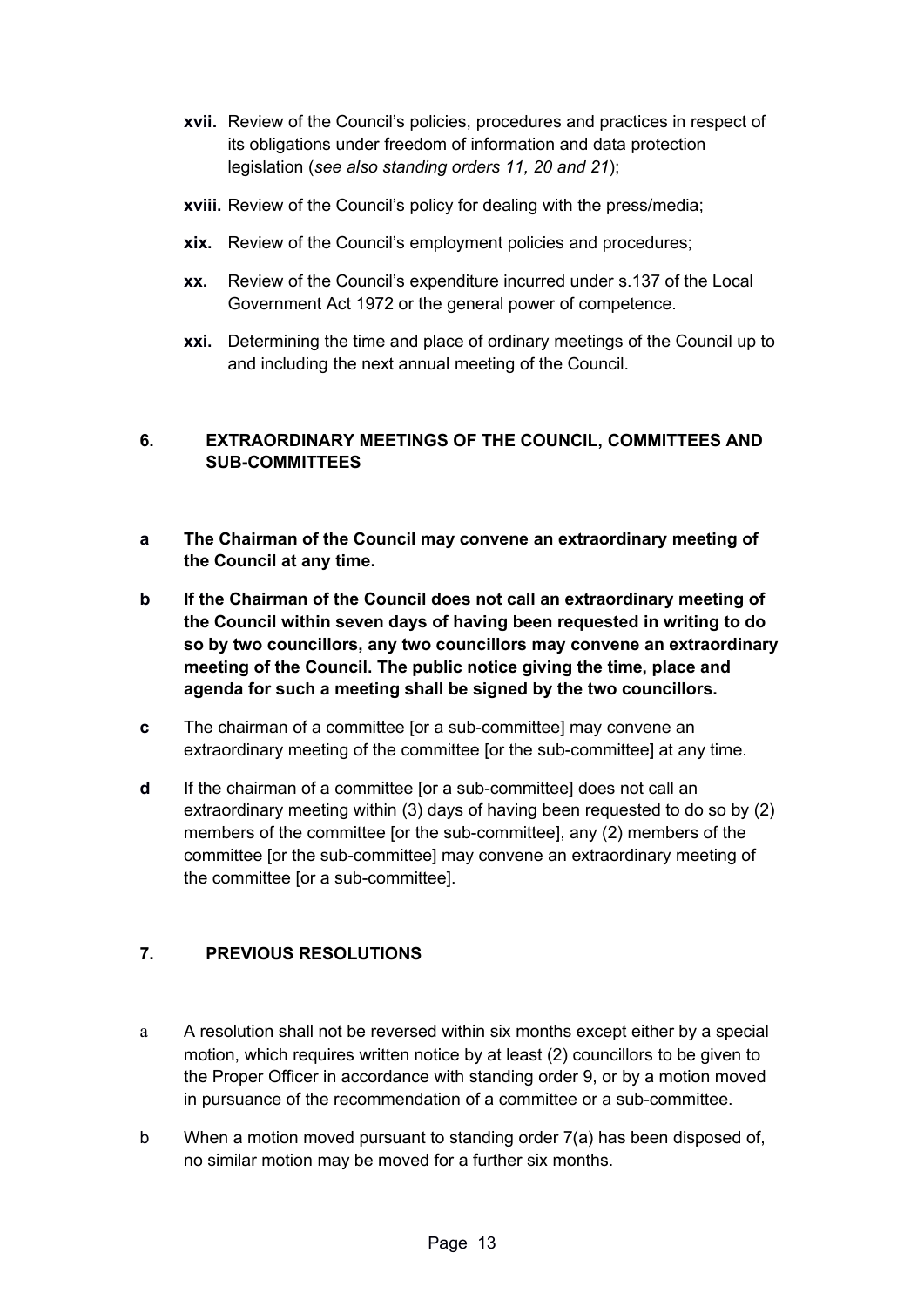- **xvii.** Review of the Council's policies, procedures and practices in respect of its obligations under freedom of information and data protection legislation (*see also standing orders 11, 20 and 21*);
- **xviii.** Review of the Council's policy for dealing with the press/media;
- **xix.** Review of the Council's employment policies and procedures;
- **xx.** Review of the Council's expenditure incurred under s.137 of the Local Government Act 1972 or the general power of competence.
- **xxi.** Determining the time and place of ordinary meetings of the Council up to and including the next annual meeting of the Council.

## 6. EXTRAORDINARY MEETINGS OF THE COUNCIL, COMMITTEES AND SUB-COMMITTEES

**a** **The Chairman of the Council may convene an extraordinary meeting of the Council at any time.**

**b** **If the Chairman of the Council does not call an extraordinary meeting of the Council within seven days of having been requested in writing to do so by two councillors, any two councillors may convene an extraordinary meeting of the Council. The public notice giving the time, place and agenda for such a meeting shall be signed by the two councillors.**

**c** The chairman of a committee [or a sub-committee] may convene an extraordinary meeting of the committee [or the sub-committee] at any time.

**d** If the chairman of a committee [or a sub-committee] does not call an extraordinary meeting within (3) days of having been requested to do so by (2) members of the committee [or the sub-committee], any (2) members of the committee [or the sub-committee] may convene an extraordinary meeting of the committee [or a sub-committee].

## 7. PREVIOUS RESOLUTIONS

a A resolution shall not be reversed within six months except either by a special motion, which requires written notice by at least (2) councillors to be given to the Proper Officer in accordance with standing order 9, or by a motion moved in pursuance of the recommendation of a committee or a sub-committee.

b When a motion moved pursuant to standing order 7(a) has been disposed of, no similar motion may be moved for a further six months.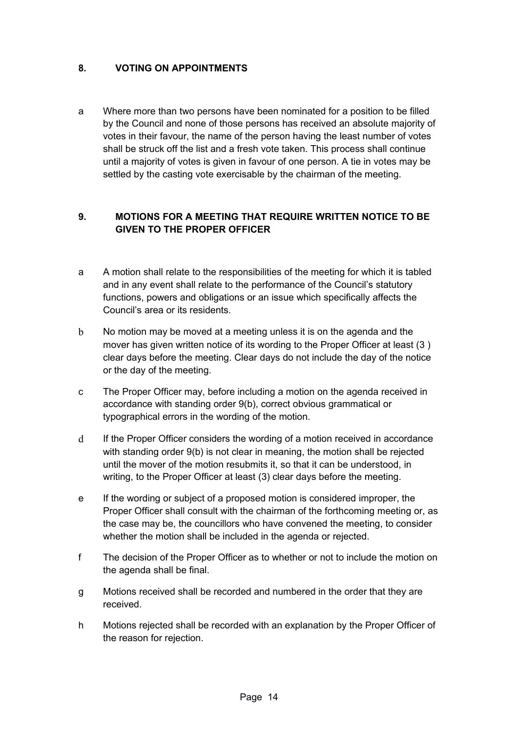## 8. VOTING ON APPOINTMENTS

a Where more than two persons have been nominated for a position to be filled by the Council and none of those persons has received an absolute majority of votes in their favour, the name of the person having the least number of votes shall be struck off the list and a fresh vote taken. This process shall continue until a majority of votes is given in favour of one person. A tie in votes may be settled by the casting vote exercisable by the chairman of the meeting.

## 9. MOTIONS FOR A MEETING THAT REQUIRE WRITTEN NOTICE TO BE GIVEN TO THE PROPER OFFICER

a A motion shall relate to the responsibilities of the meeting for which it is tabled and in any event shall relate to the performance of the Council's statutory functions, powers and obligations or an issue which specifically affects the Council's area or its residents.

b No motion may be moved at a meeting unless it is on the agenda and the mover has given written notice of its wording to the Proper Officer at least (3 ) clear days before the meeting. Clear days do not include the day of the notice or the day of the meeting.

c The Proper Officer may, before including a motion on the agenda received in accordance with standing order 9(b), correct obvious grammatical or typographical errors in the wording of the motion.

d If the Proper Officer considers the wording of a motion received in accordance with standing order 9(b) is not clear in meaning, the motion shall be rejected until the mover of the motion resubmits it, so that it can be understood, in writing, to the Proper Officer at least (3) clear days before the meeting.

e If the wording or subject of a proposed motion is considered improper, the Proper Officer shall consult with the chairman of the forthcoming meeting or, as the case may be, the councillors who have convened the meeting, to consider whether the motion shall be included in the agenda or rejected.

f The decision of the Proper Officer as to whether or not to include the motion on the agenda shall be final.

g Motions received shall be recorded and numbered in the order that they are received.

h Motions rejected shall be recorded with an explanation by the Proper Officer of the reason for rejection.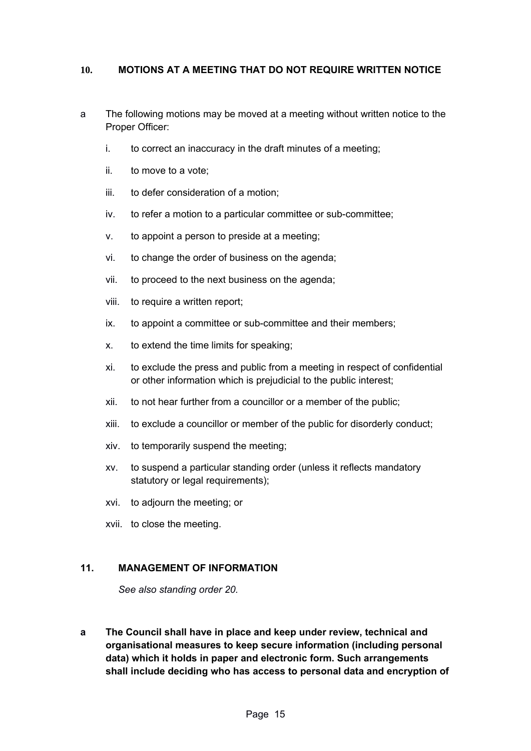## 10. MOTIONS AT A MEETING THAT DO NOT REQUIRE WRITTEN NOTICE

a The following motions may be moved at a meeting without written notice to the Proper Officer:

i. to correct an inaccuracy in the draft minutes of a meeting;

ii. to move to a vote;

iii. to defer consideration of a motion;

iv. to refer a motion to a particular committee or sub-committee;

v. to appoint a person to preside at a meeting;

vi. to change the order of business on the agenda;

vii. to proceed to the next business on the agenda;

viii. to require a written report;

ix. to appoint a committee or sub-committee and their members;

x. to extend the time limits for speaking;

xi. to exclude the press and public from a meeting in respect of confidential or other information which is prejudicial to the public interest;

xii. to not hear further from a councillor or a member of the public;

xiii. to exclude a councillor or member of the public for disorderly conduct;

xiv. to temporarily suspend the meeting;

xv. to suspend a particular standing order (unless it reflects mandatory statutory or legal requirements);

xvi. to adjourn the meeting; or

xvii. to close the meeting.

## 11. MANAGEMENT OF INFORMATION

*See also standing order 20.*

**a The Council shall have in place and keep under review, technical and organisational measures to keep secure information (including personal data) which it holds in paper and electronic form. Such arrangements shall include deciding who has access to personal data and encryption of**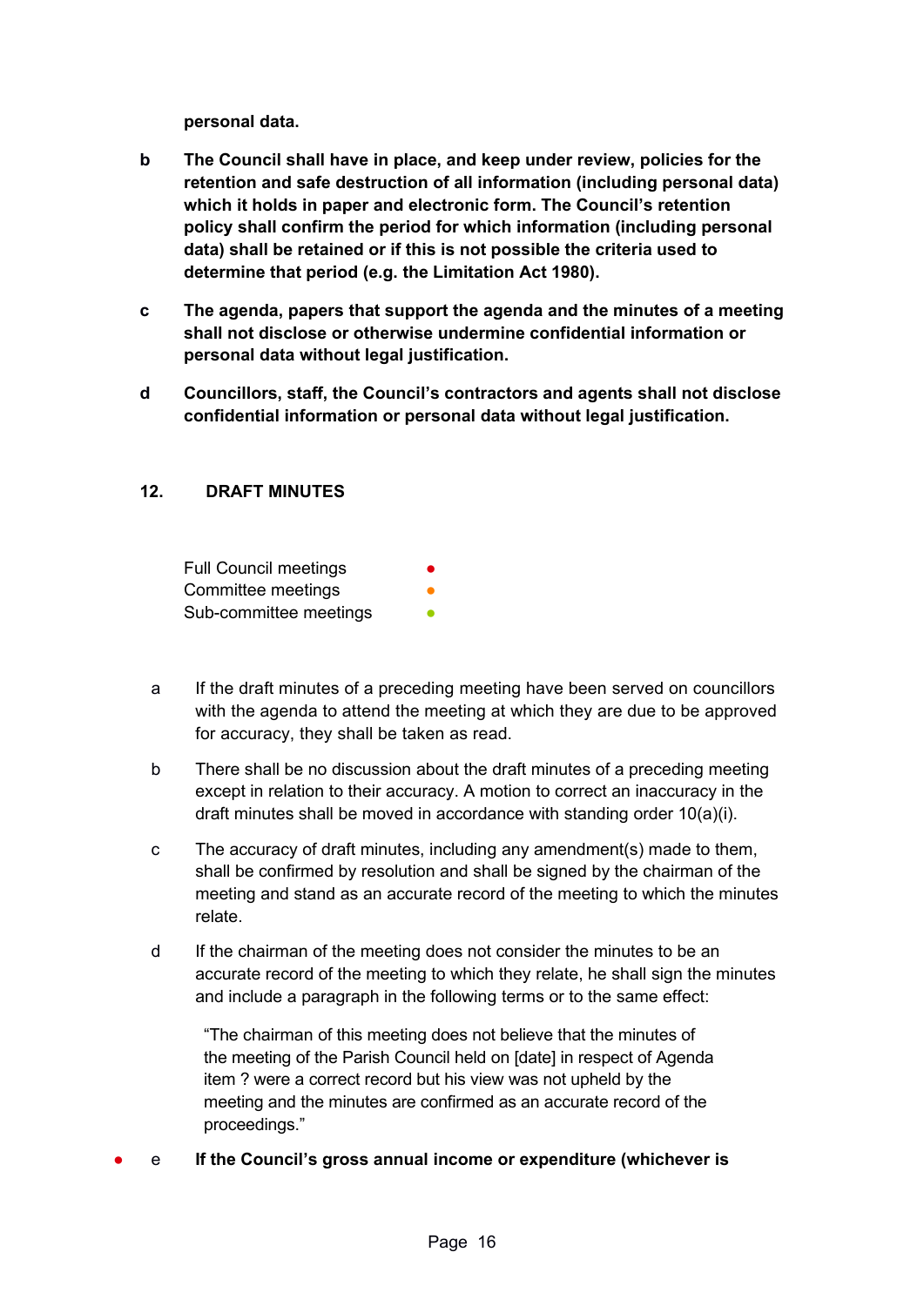**personal data.**

**b** **The Council shall have in place, and keep under review, policies for the retention and safe destruction of all information (including personal data) which it holds in paper and electronic form. The Council's retention policy shall confirm the period for which information (including personal data) shall be retained or if this is not possible the criteria used to determine that period (e.g. the Limitation Act 1980).**

**c** **The agenda, papers that support the agenda and the minutes of a meeting shall not disclose or otherwise undermine confidential information or personal data without legal justification.**

**d** **Councillors, staff, the Council's contractors and agents shall not disclose confidential information or personal data without legal justification.**

## 12. DRAFT MINUTES

Full Council meetings ●
Committee meetings ●
Sub-committee meetings ●

a If the draft minutes of a preceding meeting have been served on councillors with the agenda to attend the meeting at which they are due to be approved for accuracy, they shall be taken as read.

b There shall be no discussion about the draft minutes of a preceding meeting except in relation to their accuracy. A motion to correct an inaccuracy in the draft minutes shall be moved in accordance with standing order 10(a)(i).

c The accuracy of draft minutes, including any amendment(s) made to them, shall be confirmed by resolution and shall be signed by the chairman of the meeting and stand as an accurate record of the meeting to which the minutes relate.

d If the chairman of the meeting does not consider the minutes to be an accurate record of the meeting to which they relate, he shall sign the minutes and include a paragraph in the following terms or to the same effect:

> "The chairman of this meeting does not believe that the minutes of the meeting of the Parish Council held on [date] in respect of Agenda item ? were a correct record but his view was not upheld by the meeting and the minutes are confirmed as an accurate record of the proceedings."

● e **If the Council's gross annual income or expenditure (whichever is**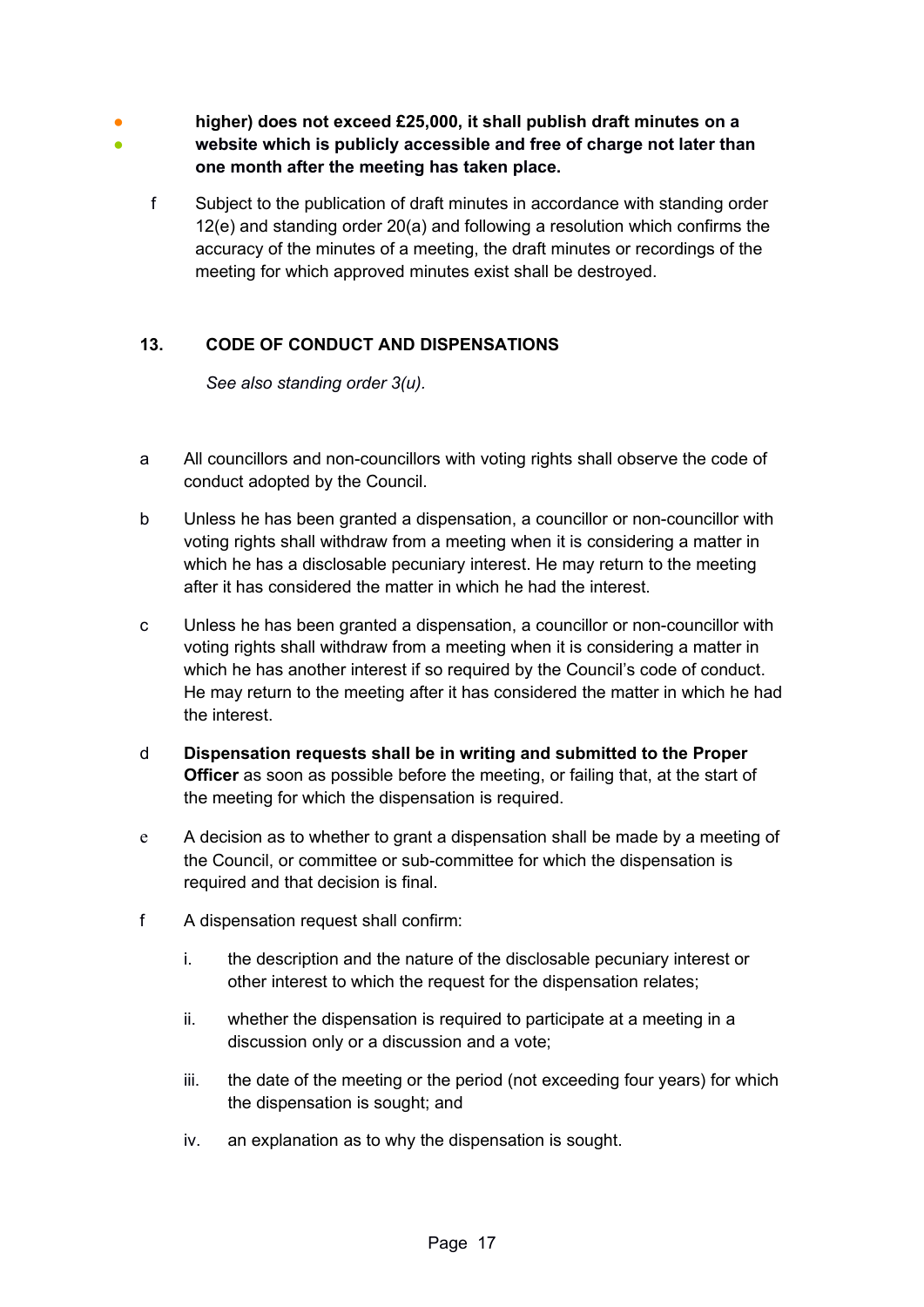**higher) does not exceed £25,000, it shall publish draft minutes on a website which is publicly accessible and free of charge not later than one month after the meeting has taken place.**

f Subject to the publication of draft minutes in accordance with standing order 12(e) and standing order 20(a) and following a resolution which confirms the accuracy of the minutes of a meeting, the draft minutes or recordings of the meeting for which approved minutes exist shall be destroyed.

## 13. CODE OF CONDUCT AND DISPENSATIONS

*See also standing order 3(u).*

a All councillors and non-councillors with voting rights shall observe the code of conduct adopted by the Council.

b Unless he has been granted a dispensation, a councillor or non-councillor with voting rights shall withdraw from a meeting when it is considering a matter in which he has a disclosable pecuniary interest. He may return to the meeting after it has considered the matter in which he had the interest.

c Unless he has been granted a dispensation, a councillor or non-councillor with voting rights shall withdraw from a meeting when it is considering a matter in which he has another interest if so required by the Council's code of conduct. He may return to the meeting after it has considered the matter in which he had the interest.

d **Dispensation requests shall be in writing and submitted to the Proper Officer** as soon as possible before the meeting, or failing that, at the start of the meeting for which the dispensation is required.

e A decision as to whether to grant a dispensation shall be made by a meeting of the Council, or committee or sub-committee for which the dispensation is required and that decision is final.

f A dispensation request shall confirm:

i. the description and the nature of the disclosable pecuniary interest or other interest to which the request for the dispensation relates;

ii. whether the dispensation is required to participate at a meeting in a discussion only or a discussion and a vote;

iii. the date of the meeting or the period (not exceeding four years) for which the dispensation is sought; and

iv. an explanation as to why the dispensation is sought.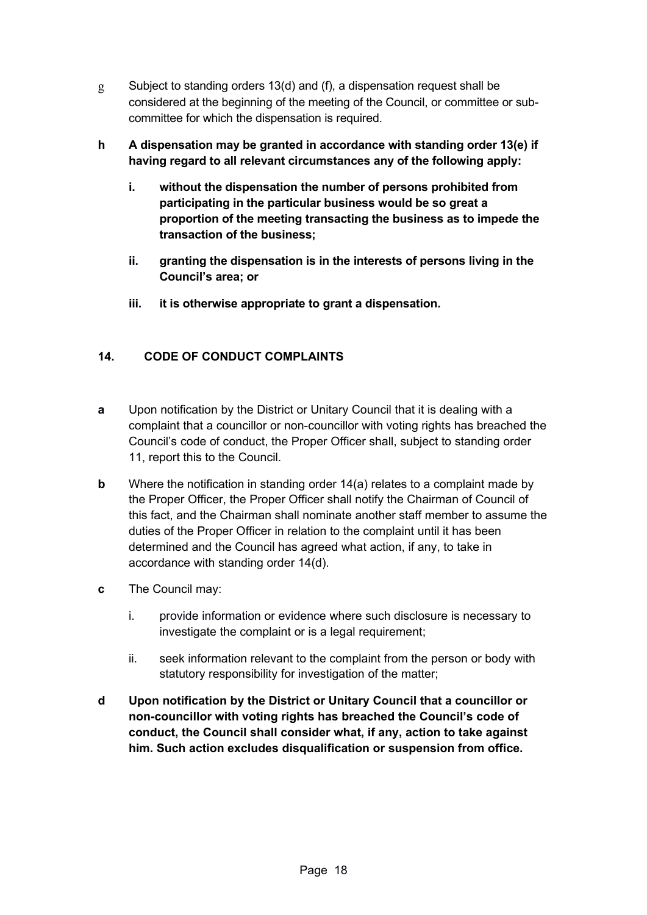g Subject to standing orders 13(d) and (f), a dispensation request shall be considered at the beginning of the meeting of the Council, or committee or sub-committee for which the dispensation is required.

**h A dispensation may be granted in accordance with standing order 13(e) if having regard to all relevant circumstances any of the following apply:**

**i. without the dispensation the number of persons prohibited from participating in the particular business would be so great a proportion of the meeting transacting the business as to impede the transaction of the business;**

**ii. granting the dispensation is in the interests of persons living in the Council's area; or**

**iii. it is otherwise appropriate to grant a dispensation.**

## 14. CODE OF CONDUCT COMPLAINTS

**a** Upon notification by the District or Unitary Council that it is dealing with a complaint that a councillor or non-councillor with voting rights has breached the Council's code of conduct, the Proper Officer shall, subject to standing order 11, report this to the Council.

**b** Where the notification in standing order 14(a) relates to a complaint made by the Proper Officer, the Proper Officer shall notify the Chairman of Council of this fact, and the Chairman shall nominate another staff member to assume the duties of the Proper Officer in relation to the complaint until it has been determined and the Council has agreed what action, if any, to take in accordance with standing order 14(d).

**c** The Council may:

i. provide information or evidence where such disclosure is necessary to investigate the complaint or is a legal requirement;

ii. seek information relevant to the complaint from the person or body with statutory responsibility for investigation of the matter;

**d Upon notification by the District or Unitary Council that a councillor or non-councillor with voting rights has breached the Council's code of conduct, the Council shall consider what, if any, action to take against him. Such action excludes disqualification or suspension from office.**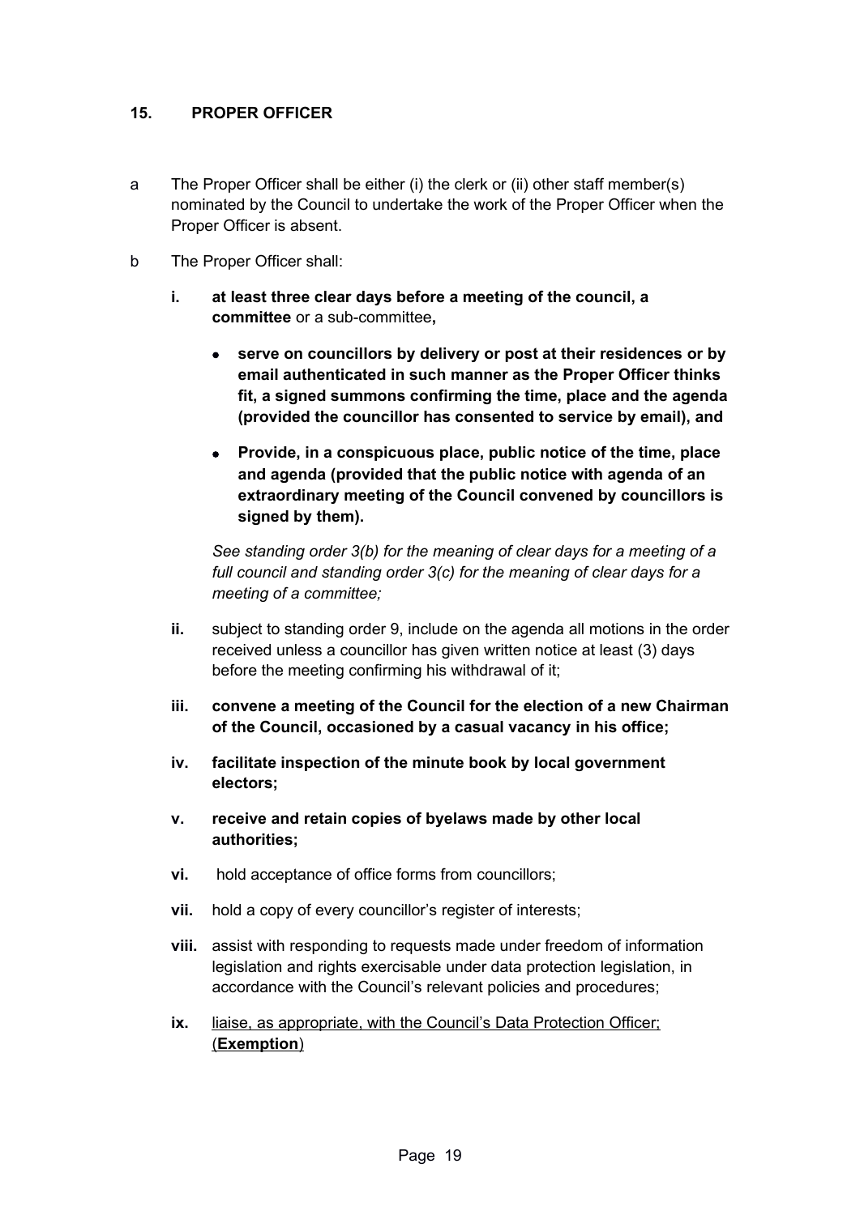## 15. PROPER OFFICER

a The Proper Officer shall be either (i) the clerk or (ii) other staff member(s) nominated by the Council to undertake the work of the Proper Officer when the Proper Officer is absent.

b The Proper Officer shall:

**i.** **at least three clear days before a meeting of the council, a committee** or a sub-committee**,**

- **serve on councillors by delivery or post at their residences or by email authenticated in such manner as the Proper Officer thinks fit, a signed summons confirming the time, place and the agenda (provided the councillor has consented to service by email), and**
- **Provide, in a conspicuous place, public notice of the time, place and agenda (provided that the public notice with agenda of an extraordinary meeting of the Council convened by councillors is signed by them).**

*See standing order 3(b) for the meaning of clear days for a meeting of a full council and standing order 3(c) for the meaning of clear days for a meeting of a committee;*

**ii.** subject to standing order 9, include on the agenda all motions in the order received unless a councillor has given written notice at least (3) days before the meeting confirming his withdrawal of it;

**iii.** **convene a meeting of the Council for the election of a new Chairman of the Council, occasioned by a casual vacancy in his office;**

**iv.** **facilitate inspection of the minute book by local government electors;**

**v.** **receive and retain copies of byelaws made by other local authorities;**

**vi.** hold acceptance of office forms from councillors;

**vii.** hold a copy of every councillor's register of interests;

**viii.** assist with responding to requests made under freedom of information legislation and rights exercisable under data protection legislation, in accordance with the Council's relevant policies and procedures;

**ix.** <u>liaise, as appropriate, with the Council's Data Protection Officer; (**Exemption**)</u>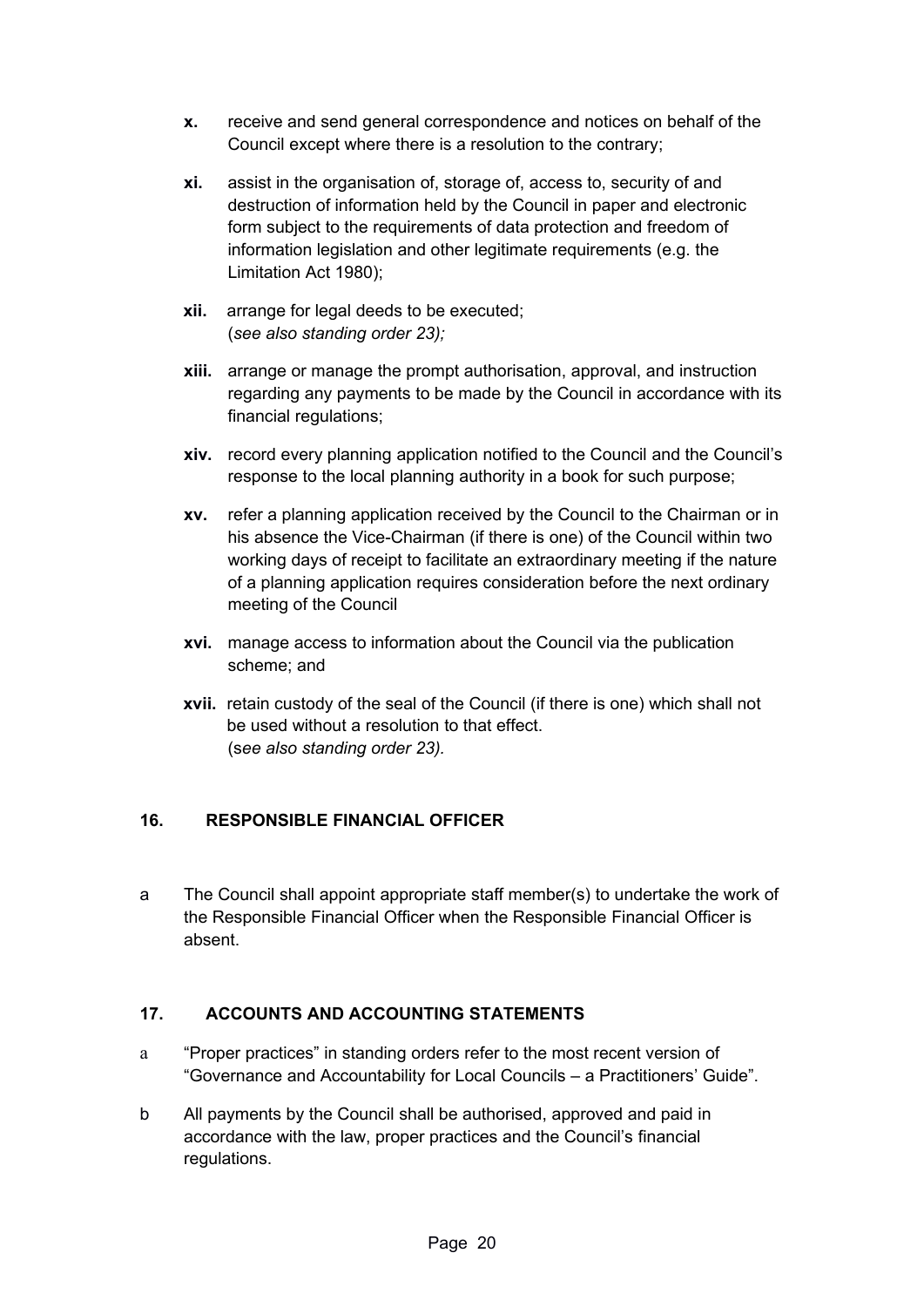- **x.** receive and send general correspondence and notices on behalf of the Council except where there is a resolution to the contrary;

- **xi.** assist in the organisation of, storage of, access to, security of and destruction of information held by the Council in paper and electronic form subject to the requirements of data protection and freedom of information legislation and other legitimate requirements (e.g. the Limitation Act 1980);

- **xii.** arrange for legal deeds to be executed;
  (*see also standing order 23);*

- **xiii.** arrange or manage the prompt authorisation, approval, and instruction regarding any payments to be made by the Council in accordance with its financial regulations;

- **xiv.** record every planning application notified to the Council and the Council's response to the local planning authority in a book for such purpose;

- **xv.** refer a planning application received by the Council to the Chairman or in his absence the Vice-Chairman (if there is one) of the Council within two working days of receipt to facilitate an extraordinary meeting if the nature of a planning application requires consideration before the next ordinary meeting of the Council

- **xvi.** manage access to information about the Council via the publication scheme; and

- **xvii.** retain custody of the seal of the Council (if there is one) which shall not be used without a resolution to that effect.
  (*see also standing order 23).*

## 16. RESPONSIBLE FINANCIAL OFFICER

a The Council shall appoint appropriate staff member(s) to undertake the work of the Responsible Financial Officer when the Responsible Financial Officer is absent.

## 17. ACCOUNTS AND ACCOUNTING STATEMENTS

a "Proper practices" in standing orders refer to the most recent version of "Governance and Accountability for Local Councils – a Practitioners' Guide".

b All payments by the Council shall be authorised, approved and paid in accordance with the law, proper practices and the Council's financial regulations.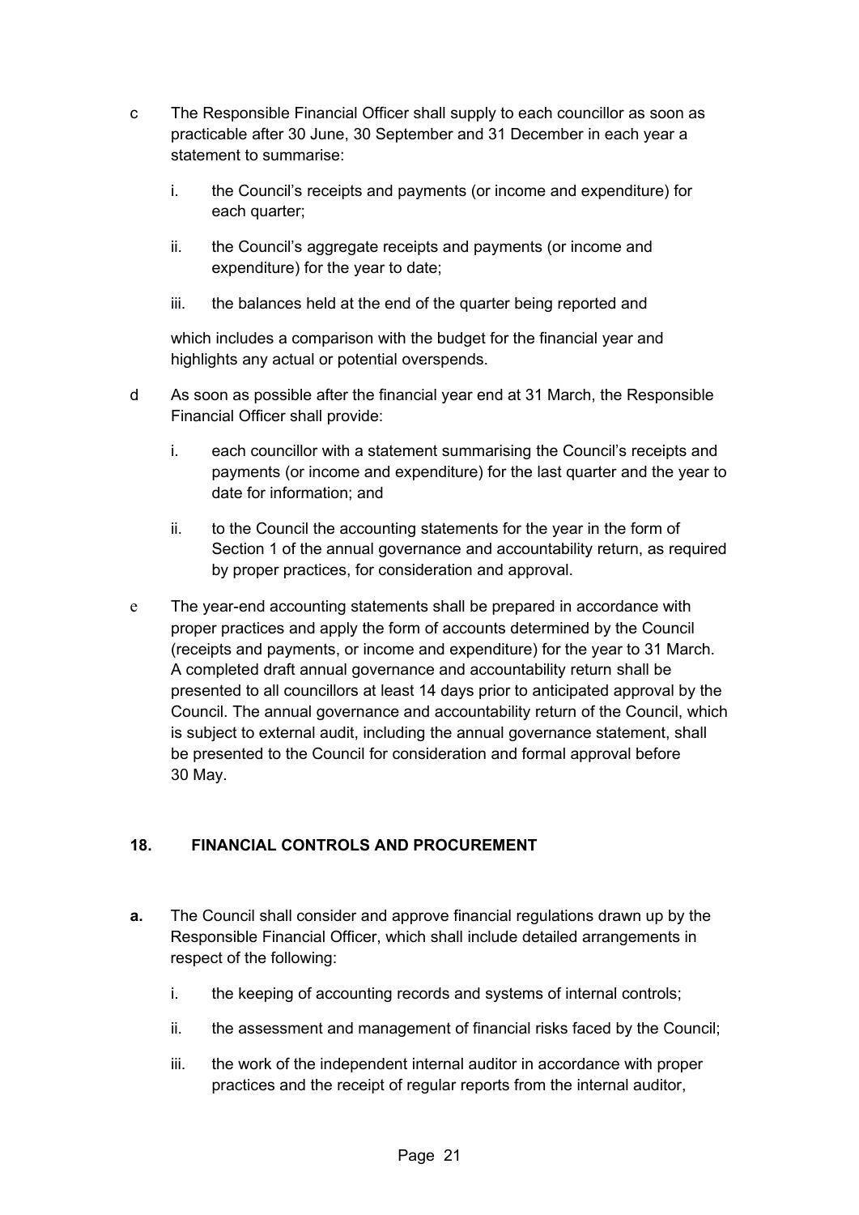c The Responsible Financial Officer shall supply to each councillor as soon as practicable after 30 June, 30 September and 31 December in each year a statement to summarise:

   i. the Council's receipts and payments (or income and expenditure) for each quarter;

   ii. the Council's aggregate receipts and payments (or income and expenditure) for the year to date;

   iii. the balances held at the end of the quarter being reported and

   which includes a comparison with the budget for the financial year and highlights any actual or potential overspends.

d As soon as possible after the financial year end at 31 March, the Responsible Financial Officer shall provide:

   i. each councillor with a statement summarising the Council's receipts and payments (or income and expenditure) for the last quarter and the year to date for information; and

   ii. to the Council the accounting statements for the year in the form of Section 1 of the annual governance and accountability return, as required by proper practices, for consideration and approval.

e The year-end accounting statements shall be prepared in accordance with proper practices and apply the form of accounts determined by the Council (receipts and payments, or income and expenditure) for the year to 31 March. A completed draft annual governance and accountability return shall be presented to all councillors at least 14 days prior to anticipated approval by the Council. The annual governance and accountability return of the Council, which is subject to external audit, including the annual governance statement, shall be presented to the Council for consideration and formal approval before 30 May.

## 18. FINANCIAL CONTROLS AND PROCUREMENT

**a.** The Council shall consider and approve financial regulations drawn up by the Responsible Financial Officer, which shall include detailed arrangements in respect of the following:

   i. the keeping of accounting records and systems of internal controls;

   ii. the assessment and management of financial risks faced by the Council;

   iii. the work of the independent internal auditor in accordance with proper practices and the receipt of regular reports from the internal auditor,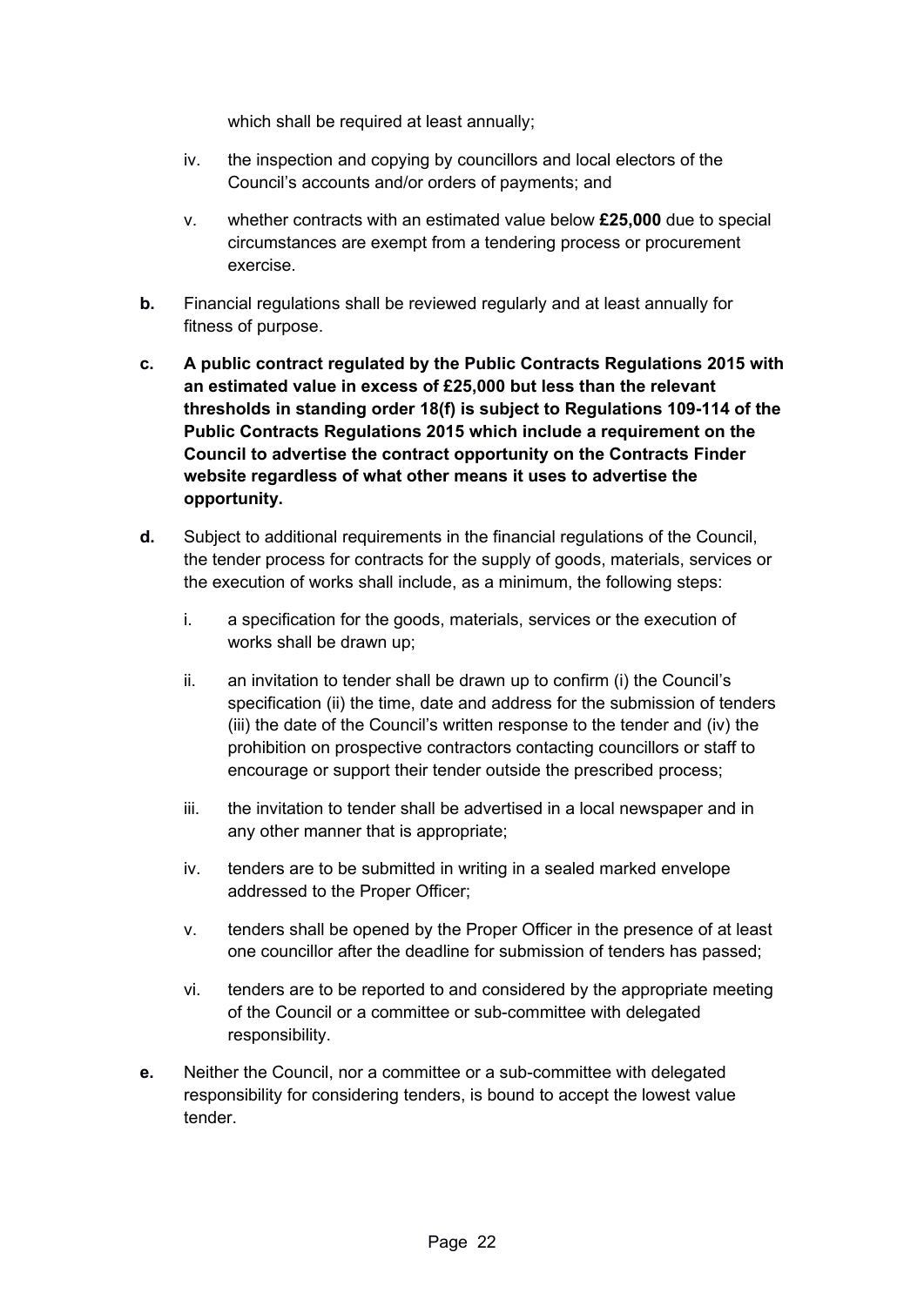which shall be required at least annually;

iv. the inspection and copying by councillors and local electors of the Council's accounts and/or orders of payments; and

v. whether contracts with an estimated value below **£25,000** due to special circumstances are exempt from a tendering process or procurement exercise.

**b.** Financial regulations shall be reviewed regularly and at least annually for fitness of purpose.

**c. A public contract regulated by the Public Contracts Regulations 2015 with an estimated value in excess of £25,000 but less than the relevant thresholds in standing order 18(f) is subject to Regulations 109-114 of the Public Contracts Regulations 2015 which include a requirement on the Council to advertise the contract opportunity on the Contracts Finder website regardless of what other means it uses to advertise the opportunity.**

**d.** Subject to additional requirements in the financial regulations of the Council, the tender process for contracts for the supply of goods, materials, services or the execution of works shall include, as a minimum, the following steps:

i. a specification for the goods, materials, services or the execution of works shall be drawn up;

ii. an invitation to tender shall be drawn up to confirm (i) the Council's specification (ii) the time, date and address for the submission of tenders (iii) the date of the Council's written response to the tender and (iv) the prohibition on prospective contractors contacting councillors or staff to encourage or support their tender outside the prescribed process;

iii. the invitation to tender shall be advertised in a local newspaper and in any other manner that is appropriate;

iv. tenders are to be submitted in writing in a sealed marked envelope addressed to the Proper Officer;

v. tenders shall be opened by the Proper Officer in the presence of at least one councillor after the deadline for submission of tenders has passed;

vi. tenders are to be reported to and considered by the appropriate meeting of the Council or a committee or sub-committee with delegated responsibility.

**e.** Neither the Council, nor a committee or a sub-committee with delegated responsibility for considering tenders, is bound to accept the lowest value tender.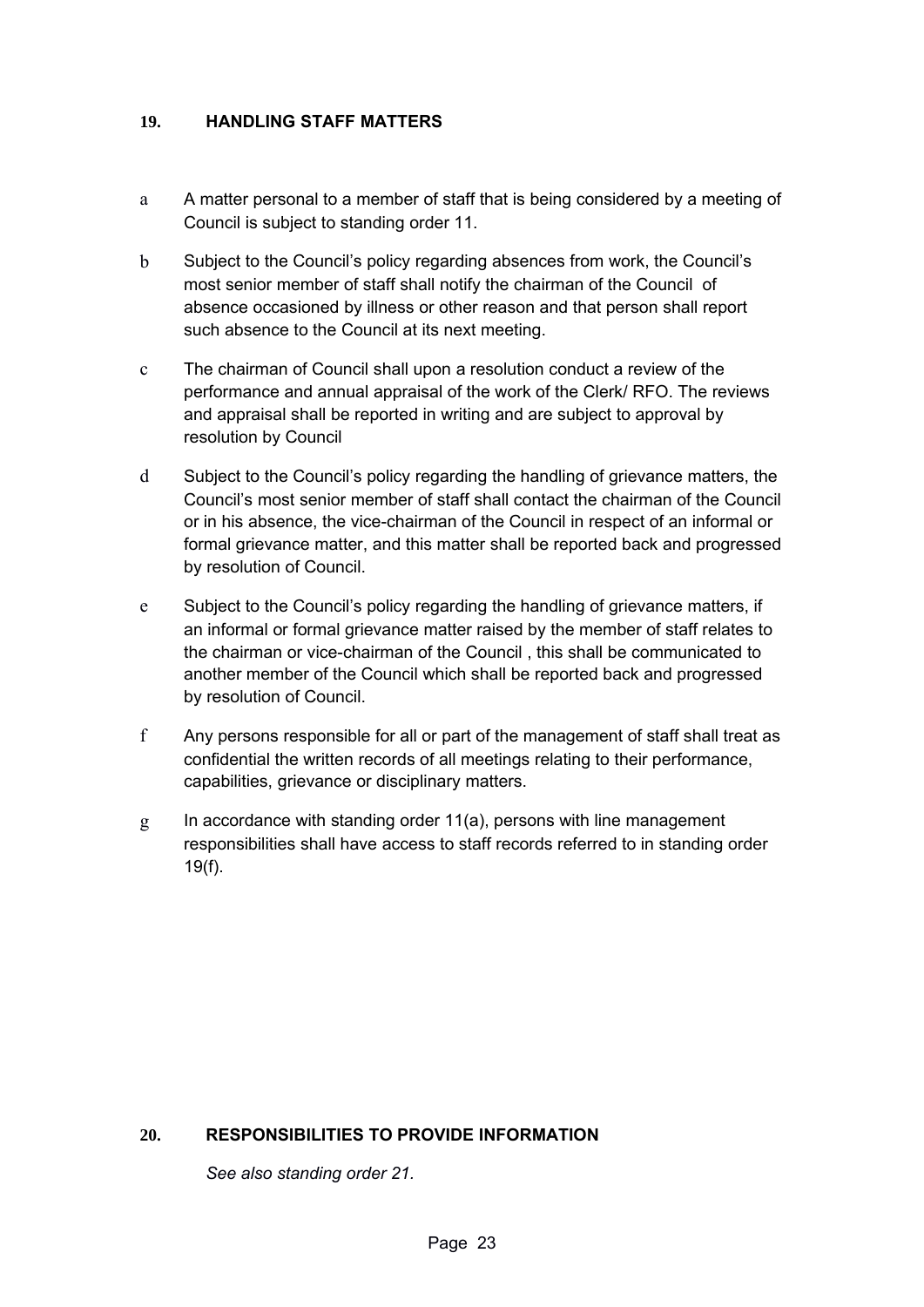## 19. HANDLING STAFF MATTERS

a A matter personal to a member of staff that is being considered by a meeting of Council is subject to standing order 11.

b Subject to the Council's policy regarding absences from work, the Council's most senior member of staff shall notify the chairman of the Council of absence occasioned by illness or other reason and that person shall report such absence to the Council at its next meeting.

c The chairman of Council shall upon a resolution conduct a review of the performance and annual appraisal of the work of the Clerk/ RFO. The reviews and appraisal shall be reported in writing and are subject to approval by resolution by Council

d Subject to the Council's policy regarding the handling of grievance matters, the Council's most senior member of staff shall contact the chairman of the Council or in his absence, the vice-chairman of the Council in respect of an informal or formal grievance matter, and this matter shall be reported back and progressed by resolution of Council.

e Subject to the Council's policy regarding the handling of grievance matters, if an informal or formal grievance matter raised by the member of staff relates to the chairman or vice-chairman of the Council , this shall be communicated to another member of the Council which shall be reported back and progressed by resolution of Council.

f Any persons responsible for all or part of the management of staff shall treat as confidential the written records of all meetings relating to their performance, capabilities, grievance or disciplinary matters.

g In accordance with standing order 11(a), persons with line management responsibilities shall have access to staff records referred to in standing order 19(f).

## 20. RESPONSIBILITIES TO PROVIDE INFORMATION

*See also standing order 21.*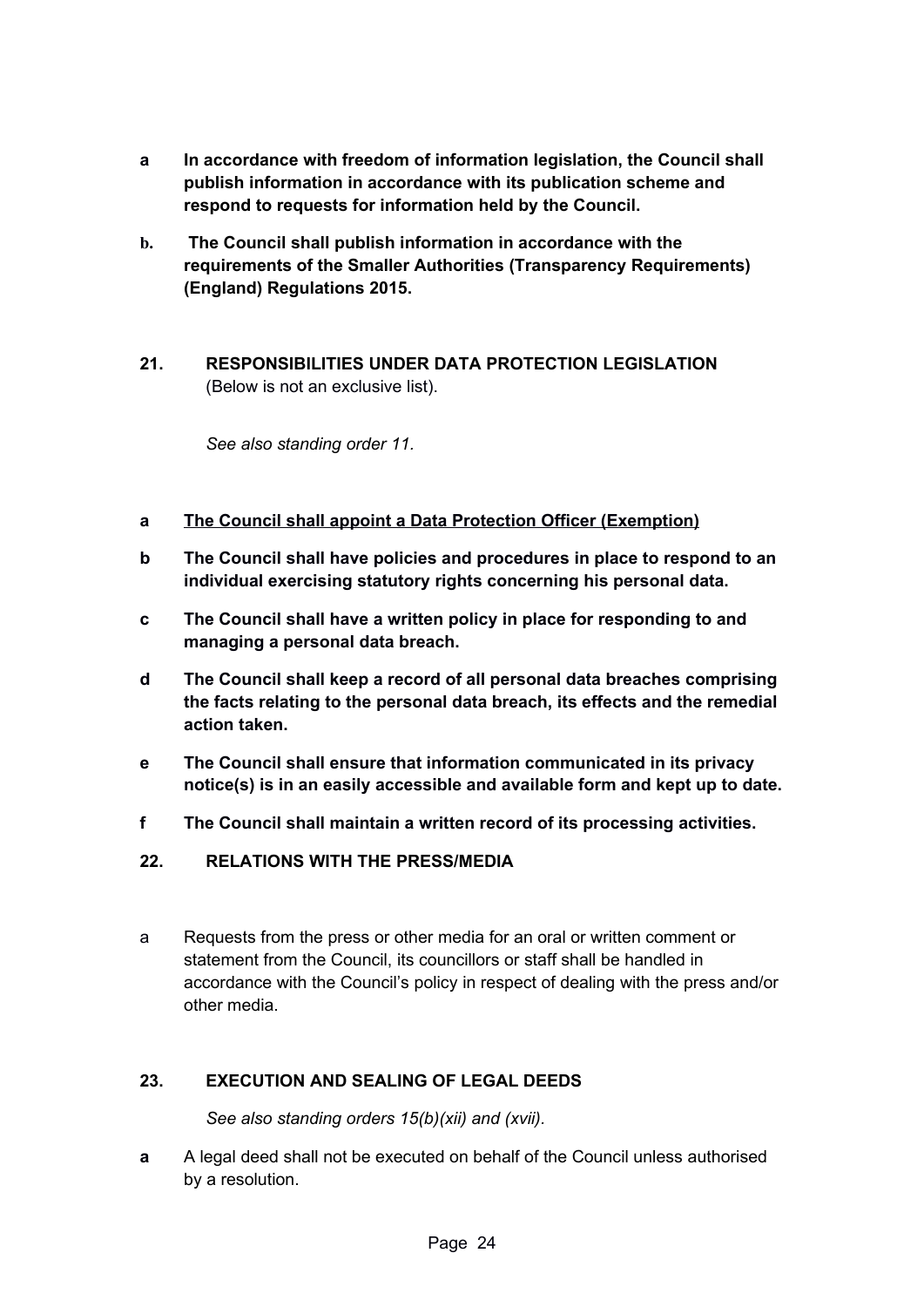**a** **In accordance with freedom of information legislation, the Council shall publish information in accordance with its publication scheme and respond to requests for information held by the Council.**

**b.** **The Council shall publish information in accordance with the requirements of the Smaller Authorities (Transparency Requirements) (England) Regulations 2015.**

## 21. RESPONSIBILITIES UNDER DATA PROTECTION LEGISLATION

(Below is not an exclusive list).

*See also standing order 11.*

**a** **<u>The Council shall appoint a Data Protection Officer (Exemption)</u>**

**b** **The Council shall have policies and procedures in place to respond to an individual exercising statutory rights concerning his personal data.**

**c** **The Council shall have a written policy in place for responding to and managing a personal data breach.**

**d** **The Council shall keep a record of all personal data breaches comprising the facts relating to the personal data breach, its effects and the remedial action taken.**

**e** **The Council shall ensure that information communicated in its privacy notice(s) is in an easily accessible and available form and kept up to date.**

**f** **The Council shall maintain a written record of its processing activities.**

## 22. RELATIONS WITH THE PRESS/MEDIA

a Requests from the press or other media for an oral or written comment or statement from the Council, its councillors or staff shall be handled in accordance with the Council's policy in respect of dealing with the press and/or other media.

## 23. EXECUTION AND SEALING OF LEGAL DEEDS

*See also standing orders 15(b)(xii) and (xvii).*

**a** A legal deed shall not be executed on behalf of the Council unless authorised by a resolution.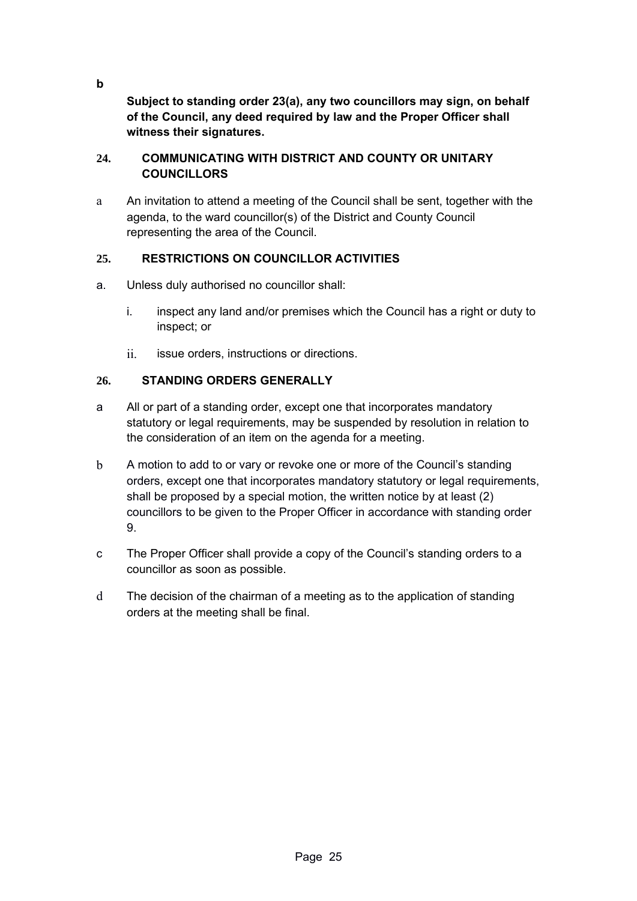b

**Subject to standing order 23(a), any two councillors may sign, on behalf of the Council, any deed required by law and the Proper Officer shall witness their signatures.**

## 24. COMMUNICATING WITH DISTRICT AND COUNTY OR UNITARY COUNCILLORS

a An invitation to attend a meeting of the Council shall be sent, together with the agenda, to the ward councillor(s) of the District and County Council representing the area of the Council.

## 25. RESTRICTIONS ON COUNCILLOR ACTIVITIES

a. Unless duly authorised no councillor shall:

   i. inspect any land and/or premises which the Council has a right or duty to inspect; or

   ii. issue orders, instructions or directions.

## 26. STANDING ORDERS GENERALLY

a All or part of a standing order, except one that incorporates mandatory statutory or legal requirements, may be suspended by resolution in relation to the consideration of an item on the agenda for a meeting.

b A motion to add to or vary or revoke one or more of the Council's standing orders, except one that incorporates mandatory statutory or legal requirements, shall be proposed by a special motion, the written notice by at least (2) councillors to be given to the Proper Officer in accordance with standing order 9.

c The Proper Officer shall provide a copy of the Council's standing orders to a councillor as soon as possible.

d The decision of the chairman of a meeting as to the application of standing orders at the meeting shall be final.